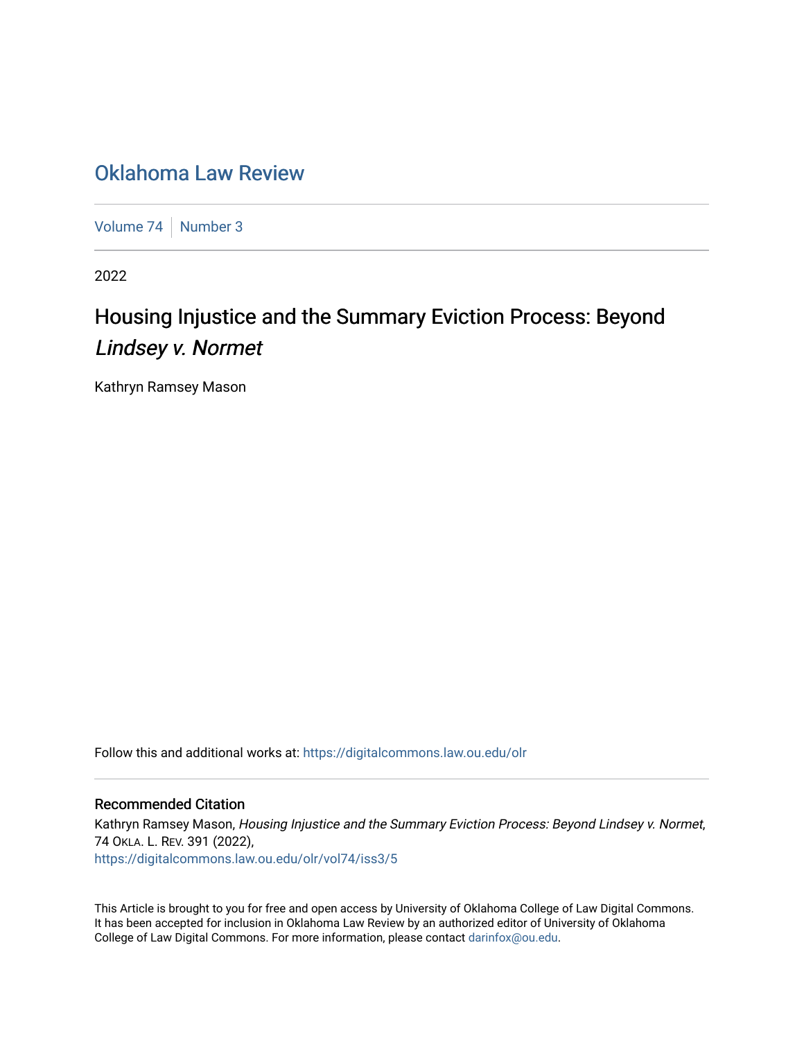# Oklahoma Law Review

Volume 74 | Number 3

2022

## Housing Injustice and the Summary Eviction Process: Beyond *Lindsey v. Normet*

Kathryn Ramsey Mason

Follow this and additional works at: https://digitalcommons.law.ou.edu/olr

### Recommended Citation

Kathryn Ramsey Mason, *Housing Injustice and the Summary Eviction Process: Beyond Lindsey v. Normet*, 74 OKLA. L. REV. 391 (2022),
https://digitalcommons.law.ou.edu/olr/vol74/iss3/5

This Article is brought to you for free and open access by University of Oklahoma College of Law Digital Commons. It has been accepted for inclusion in Oklahoma Law Review by an authorized editor of University of Oklahoma College of Law Digital Commons. For more information, please contact darinfox@ou.edu.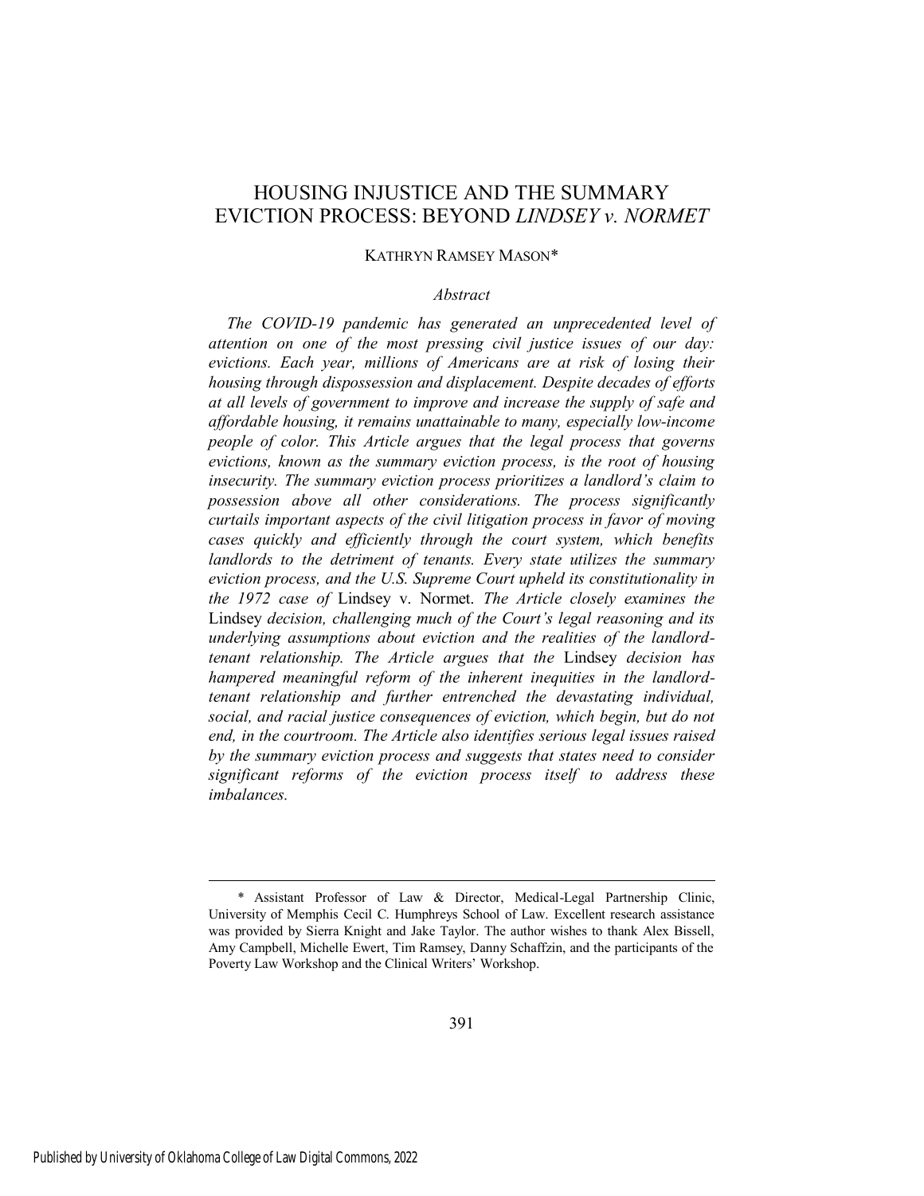# HOUSING INJUSTICE AND THE SUMMARY EVICTION PROCESS: BEYOND *LINDSEY v. NORMET*

KATHRYN RAMSEY MASON*

*Abstract*

*The COVID-19 pandemic has generated an unprecedented level of attention on one of the most pressing civil justice issues of our day: evictions. Each year, millions of Americans are at risk of losing their housing through dispossession and displacement. Despite decades of efforts at all levels of government to improve and increase the supply of safe and affordable housing, it remains unattainable to many, especially low-income people of color. This Article argues that the legal process that governs evictions, known as the summary eviction process, is the root of housing insecurity. The summary eviction process prioritizes a landlord's claim to possession above all other considerations. The process significantly curtails important aspects of the civil litigation process in favor of moving cases quickly and efficiently through the court system, which benefits landlords to the detriment of tenants. Every state utilizes the summary eviction process, and the U.S. Supreme Court upheld its constitutionality in the 1972 case of* Lindsey v. Normet. *The Article closely examines the* Lindsey *decision, challenging much of the Court's legal reasoning and its underlying assumptions about eviction and the realities of the landlord-tenant relationship. The Article argues that the* Lindsey *decision has hampered meaningful reform of the inherent inequities in the landlord-tenant relationship and further entrenched the devastating individual, social, and racial justice consequences of eviction, which begin, but do not end, in the courtroom. The Article also identifies serious legal issues raised by the summary eviction process and suggests that states need to consider significant reforms of the eviction process itself to address these imbalances.*

---

\* Assistant Professor of Law & Director, Medical-Legal Partnership Clinic, University of Memphis Cecil C. Humphreys School of Law. Excellent research assistance was provided by Sierra Knight and Jake Taylor. The author wishes to thank Alex Bissell, Amy Campbell, Michelle Ewert, Tim Ramsey, Danny Schaffzin, and the participants of the Poverty Law Workshop and the Clinical Writers' Workshop.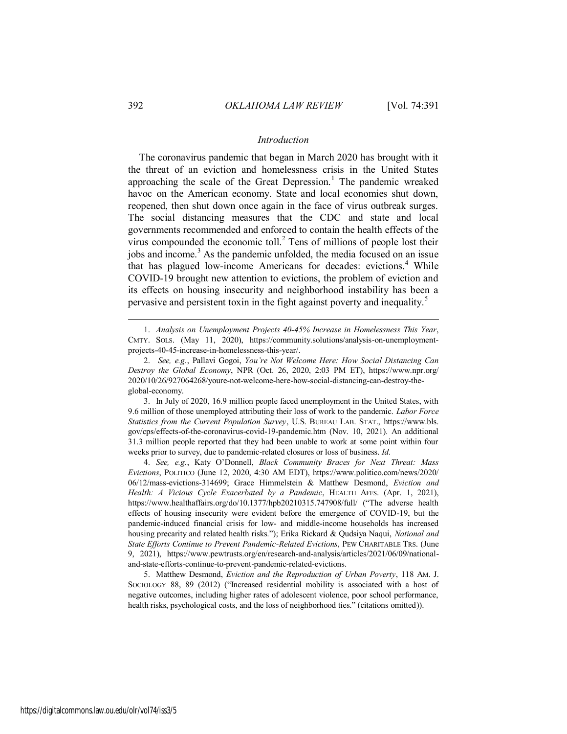## *Introduction*

The coronavirus pandemic that began in March 2020 has brought with it the threat of an eviction and homelessness crisis in the United States approaching the scale of the Great Depression.[1] The pandemic wreaked havoc on the American economy. State and local economies shut down, reopened, then shut down once again in the face of virus outbreak surges. The social distancing measures that the CDC and state and local governments recommended and enforced to contain the health effects of the virus compounded the economic toll.[2] Tens of millions of people lost their jobs and income.[3] As the pandemic unfolded, the media focused on an issue that has plagued low-income Americans for decades: evictions.[4] While COVID-19 brought new attention to evictions, the problem of eviction and its effects on housing insecurity and neighborhood instability has been a pervasive and persistent toxin in the fight against poverty and inequality.[5]

---

1. *Analysis on Unemployment Projects 40-45% Increase in Homelessness This Year*, CMTY. SOLS. (May 11, 2020), https://community.solutions/analysis-on-unemployment-projects-40-45-increase-in-homelessness-this-year/.

2. *See, e.g.*, Pallavi Gogoi, *You're Not Welcome Here: How Social Distancing Can Destroy the Global Economy*, NPR (Oct. 26, 2020, 2:03 PM ET), https://www.npr.org/2020/10/26/927064268/youre-not-welcome-here-how-social-distancing-can-destroy-the-global-economy.

3. In July of 2020, 16.9 million people faced unemployment in the United States, with 9.6 million of those unemployed attributing their loss of work to the pandemic. *Labor Force Statistics from the Current Population Survey*, U.S. BUREAU LAB. STAT., https://www.bls.gov/cps/effects-of-the-coronavirus-covid-19-pandemic.htm (Nov. 10, 2021). An additional 31.3 million people reported that they had been unable to work at some point within four weeks prior to survey, due to pandemic-related closures or loss of business. *Id.*

4. *See, e.g.*, Katy O'Donnell, *Black Community Braces for Next Threat: Mass Evictions*, POLITICO (June 12, 2020, 4:30 AM EDT), https://www.politico.com/news/2020/06/12/mass-evictions-314699; Grace Himmelstein & Matthew Desmond, *Eviction and Health: A Vicious Cycle Exacerbated by a Pandemic*, HEALTH AFFS. (Apr. 1, 2021), https://www.healthaffairs.org/do/10.1377/hpb20210315.747908/full/ ("The adverse health effects of housing insecurity were evident before the emergence of COVID-19, but the pandemic-induced financial crisis for low- and middle-income households has increased housing precarity and related health risks."); Erika Rickard & Qudsiya Naqui, *National and State Efforts Continue to Prevent Pandemic-Related Evictions*, PEW CHARITABLE TRS. (June 9, 2021), https://www.pewtrusts.org/en/research-and-analysis/articles/2021/06/09/national-and-state-efforts-continue-to-prevent-pandemic-related-evictions.

5. Matthew Desmond, *Eviction and the Reproduction of Urban Poverty*, 118 AM. J. SOCIOLOGY 88, 89 (2012) ("Increased residential mobility is associated with a host of negative outcomes, including higher rates of adolescent violence, poor school performance, health risks, psychological costs, and the loss of neighborhood ties." (citations omitted)).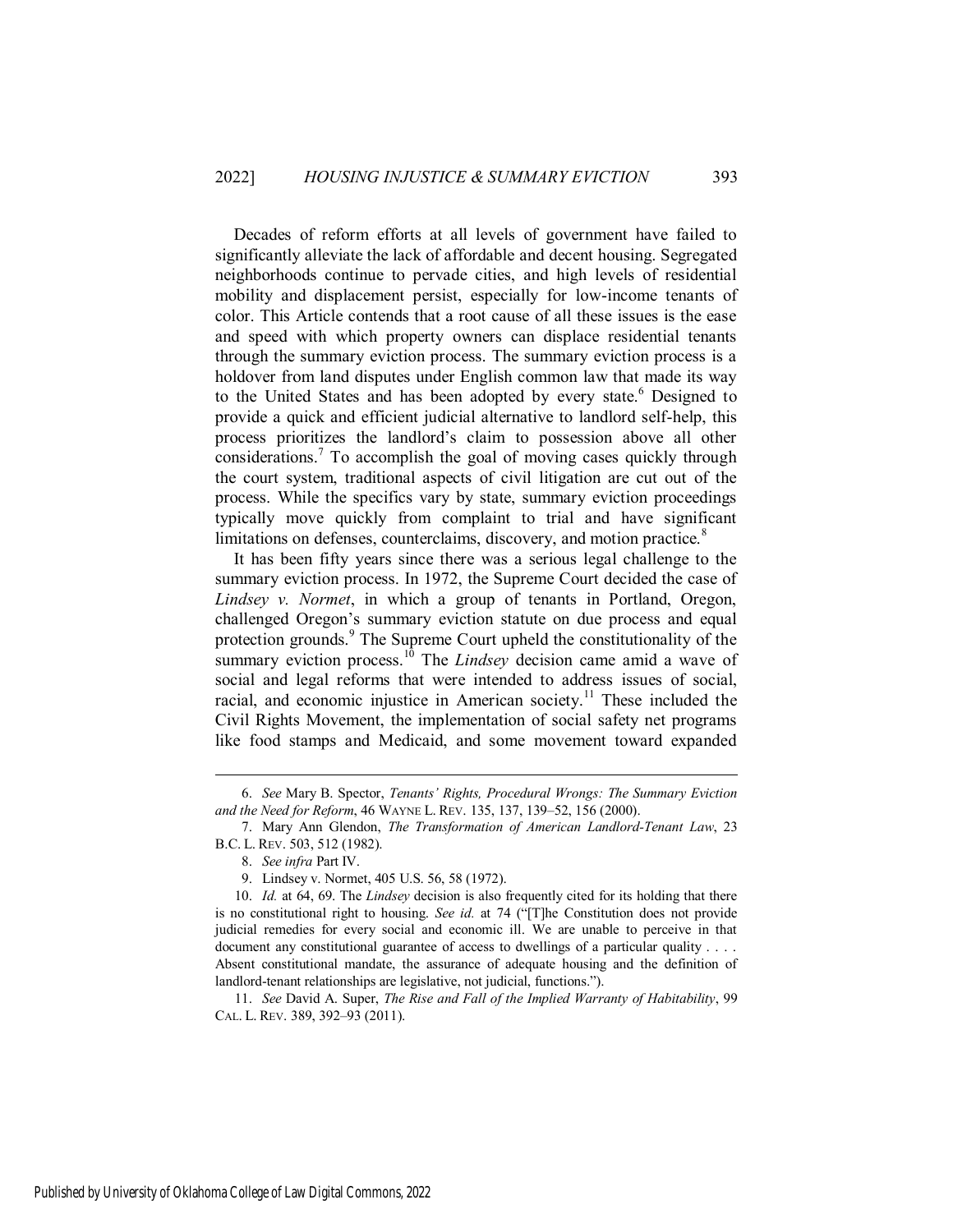Decades of reform efforts at all levels of government have failed to significantly alleviate the lack of affordable and decent housing. Segregated neighborhoods continue to pervade cities, and high levels of residential mobility and displacement persist, especially for low-income tenants of color. This Article contends that a root cause of all these issues is the ease and speed with which property owners can displace residential tenants through the summary eviction process. The summary eviction process is a holdover from land disputes under English common law that made its way to the United States and has been adopted by every state.[6] Designed to provide a quick and efficient judicial alternative to landlord self-help, this process prioritizes the landlord's claim to possession above all other considerations.[7] To accomplish the goal of moving cases quickly through the court system, traditional aspects of civil litigation are cut out of the process. While the specifics vary by state, summary eviction proceedings typically move quickly from complaint to trial and have significant limitations on defenses, counterclaims, discovery, and motion practice.[8]

It has been fifty years since there was a serious legal challenge to the summary eviction process. In 1972, the Supreme Court decided the case of *Lindsey v. Normet*, in which a group of tenants in Portland, Oregon, challenged Oregon's summary eviction statute on due process and equal protection grounds.[9] The Supreme Court upheld the constitutionality of the summary eviction process.[10] The *Lindsey* decision came amid a wave of social and legal reforms that were intended to address issues of social, racial, and economic injustice in American society.[11] These included the Civil Rights Movement, the implementation of social safety net programs like food stamps and Medicaid, and some movement toward expanded

---

6. *See* Mary B. Spector, *Tenants' Rights, Procedural Wrongs: The Summary Eviction and the Need for Reform*, 46 WAYNE L. REV. 135, 137, 139–52, 156 (2000).

7. Mary Ann Glendon, *The Transformation of American Landlord-Tenant Law*, 23 B.C. L. REV. 503, 512 (1982).

8. *See infra* Part IV.

9. Lindsey v. Normet, 405 U.S. 56, 58 (1972).

10. *Id.* at 64, 69. The *Lindsey* decision is also frequently cited for its holding that there is no constitutional right to housing. *See id.* at 74 ("[T]he Constitution does not provide judicial remedies for every social and economic ill. We are unable to perceive in that document any constitutional guarantee of access to dwellings of a particular quality . . . . Absent constitutional mandate, the assurance of adequate housing and the definition of landlord-tenant relationships are legislative, not judicial, functions.").

11. *See* David A. Super, *The Rise and Fall of the Implied Warranty of Habitability*, 99 CAL. L. REV. 389, 392–93 (2011).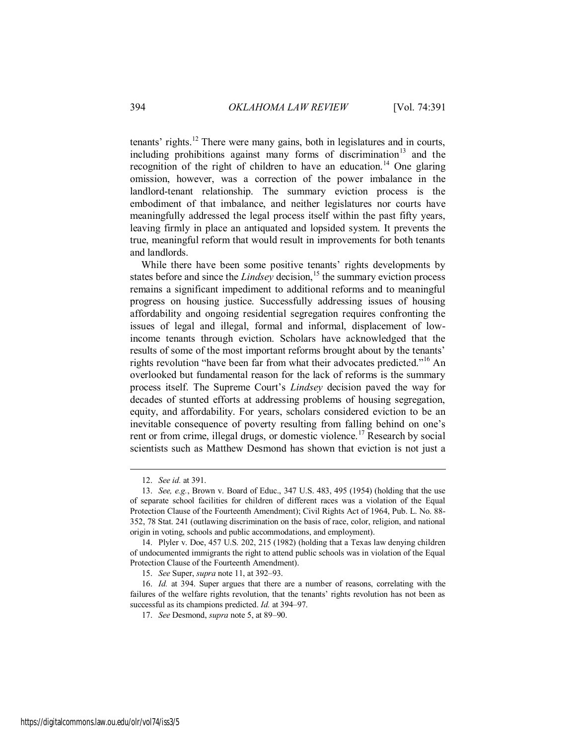tenants' rights.[12] There were many gains, both in legislatures and in courts, including prohibitions against many forms of discrimination[13] and the recognition of the right of children to have an education.[14] One glaring omission, however, was a correction of the power imbalance in the landlord-tenant relationship. The summary eviction process is the embodiment of that imbalance, and neither legislatures nor courts have meaningfully addressed the legal process itself within the past fifty years, leaving firmly in place an antiquated and lopsided system. It prevents the true, meaningful reform that would result in improvements for both tenants and landlords.

While there have been some positive tenants' rights developments by states before and since the *Lindsey* decision,[15] the summary eviction process remains a significant impediment to additional reforms and to meaningful progress on housing justice. Successfully addressing issues of housing affordability and ongoing residential segregation requires confronting the issues of legal and illegal, formal and informal, displacement of low-income tenants through eviction. Scholars have acknowledged that the results of some of the most important reforms brought about by the tenants' rights revolution "have been far from what their advocates predicted."[16] An overlooked but fundamental reason for the lack of reforms is the summary process itself. The Supreme Court's *Lindsey* decision paved the way for decades of stunted efforts at addressing problems of housing segregation, equity, and affordability. For years, scholars considered eviction to be an inevitable consequence of poverty resulting from falling behind on one's rent or from crime, illegal drugs, or domestic violence.[17] Research by social scientists such as Matthew Desmond has shown that eviction is not just a

---

12. *See id.* at 391.

13. *See, e.g.*, Brown v. Board of Educ., 347 U.S. 483, 495 (1954) (holding that the use of separate school facilities for children of different races was a violation of the Equal Protection Clause of the Fourteenth Amendment); Civil Rights Act of 1964, Pub. L. No. 88-352, 78 Stat. 241 (outlawing discrimination on the basis of race, color, religion, and national origin in voting, schools and public accommodations, and employment).

14. Plyler v. Doe, 457 U.S. 202, 215 (1982) (holding that a Texas law denying children of undocumented immigrants the right to attend public schools was in violation of the Equal Protection Clause of the Fourteenth Amendment).

15. *See* Super, *supra* note 11, at 392–93.

16. *Id.* at 394. Super argues that there are a number of reasons, correlating with the failures of the welfare rights revolution, that the tenants' rights revolution has not been as successful as its champions predicted. *Id.* at 394–97.

17. *See* Desmond, *supra* note 5, at 89–90.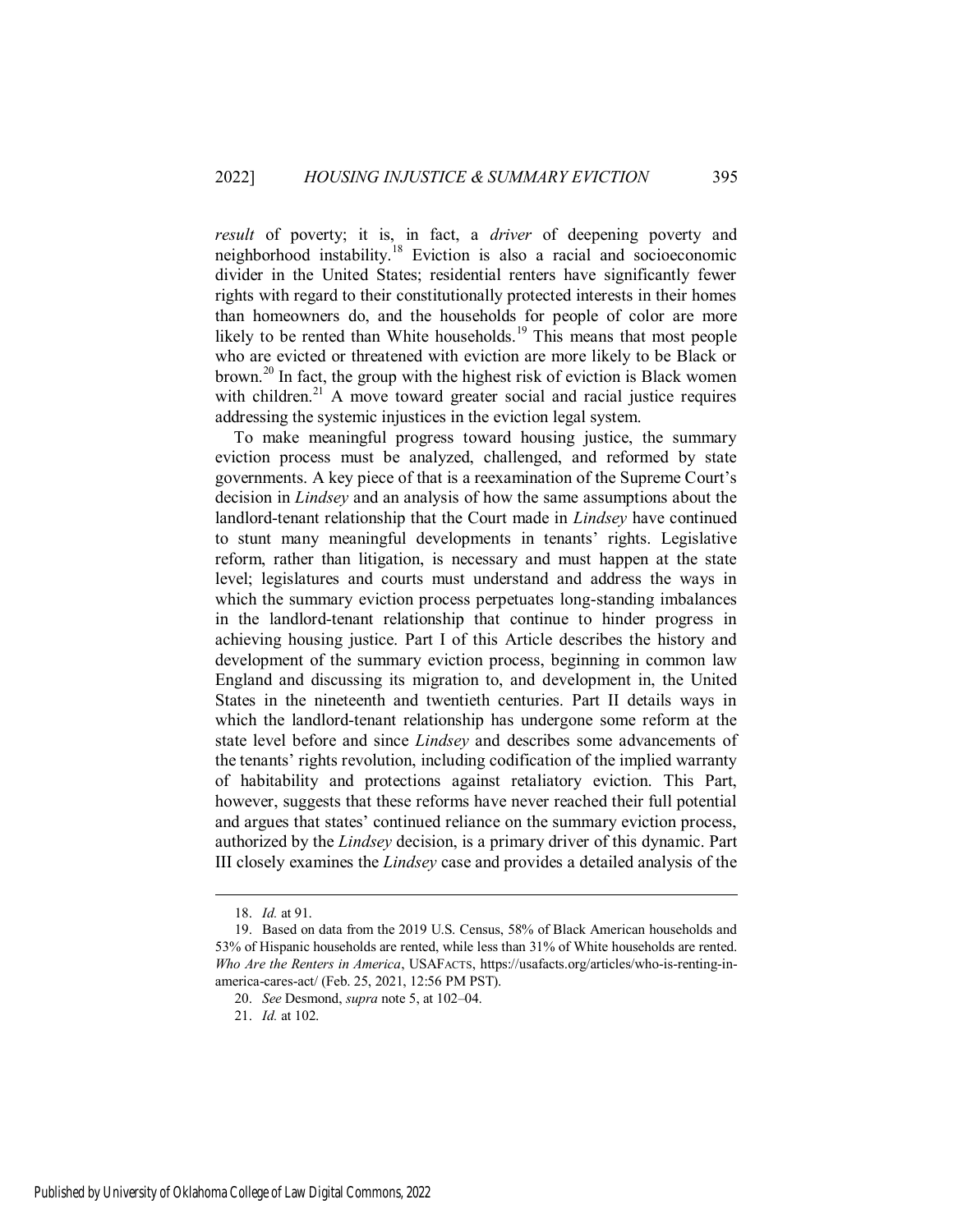*result* of poverty; it is, in fact, a *driver* of deepening poverty and neighborhood instability.[18] Eviction is also a racial and socioeconomic divider in the United States; residential renters have significantly fewer rights with regard to their constitutionally protected interests in their homes than homeowners do, and the households for people of color are more likely to be rented than White households.[19] This means that most people who are evicted or threatened with eviction are more likely to be Black or brown.[20] In fact, the group with the highest risk of eviction is Black women with children.[21] A move toward greater social and racial justice requires addressing the systemic injustices in the eviction legal system.

To make meaningful progress toward housing justice, the summary eviction process must be analyzed, challenged, and reformed by state governments. A key piece of that is a reexamination of the Supreme Court's decision in *Lindsey* and an analysis of how the same assumptions about the landlord-tenant relationship that the Court made in *Lindsey* have continued to stunt many meaningful developments in tenants' rights. Legislative reform, rather than litigation, is necessary and must happen at the state level; legislatures and courts must understand and address the ways in which the summary eviction process perpetuates long-standing imbalances in the landlord-tenant relationship that continue to hinder progress in achieving housing justice. Part I of this Article describes the history and development of the summary eviction process, beginning in common law England and discussing its migration to, and development in, the United States in the nineteenth and twentieth centuries. Part II details ways in which the landlord-tenant relationship has undergone some reform at the state level before and since *Lindsey* and describes some advancements of the tenants' rights revolution, including codification of the implied warranty of habitability and protections against retaliatory eviction. This Part, however, suggests that these reforms have never reached their full potential and argues that states' continued reliance on the summary eviction process, authorized by the *Lindsey* decision, is a primary driver of this dynamic. Part III closely examines the *Lindsey* case and provides a detailed analysis of the

---

18. *Id.* at 91.

19. Based on data from the 2019 U.S. Census, 58% of Black American households and 53% of Hispanic households are rented, while less than 31% of White households are rented. *Who Are the Renters in America*, USAFACTS, https://usafacts.org/articles/who-is-renting-in-america-cares-act/ (Feb. 25, 2021, 12:56 PM PST).

20. *See* Desmond, *supra* note 5, at 102–04.

21. *Id.* at 102.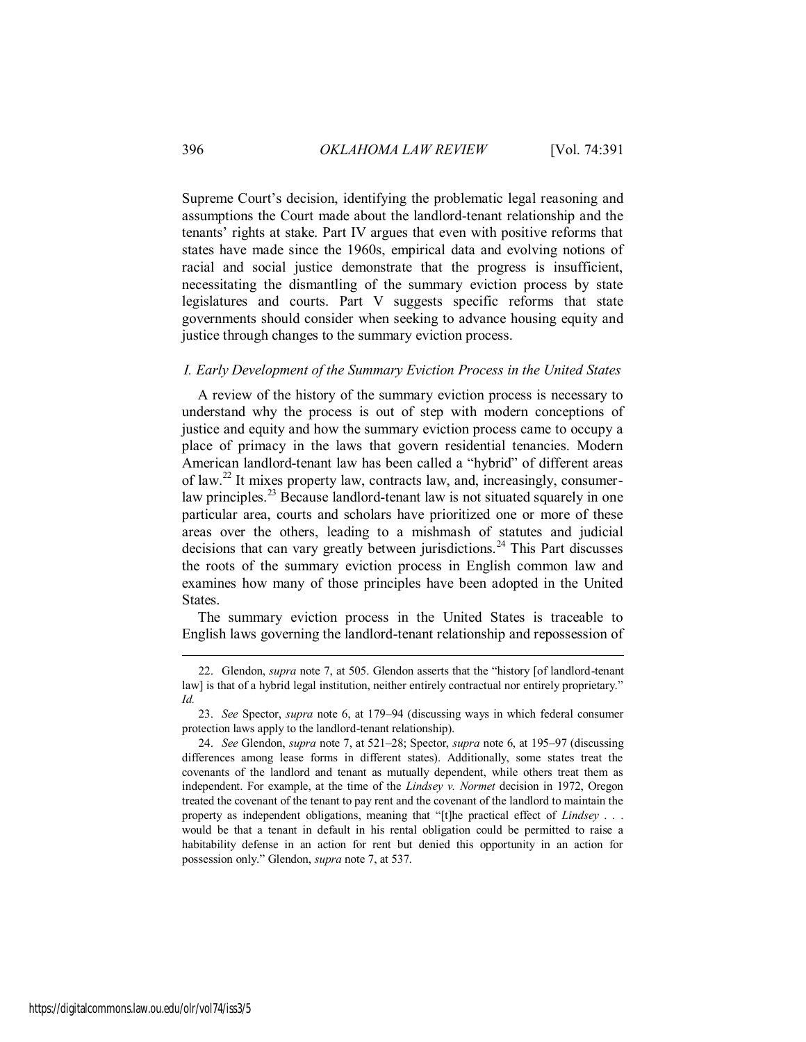Supreme Court's decision, identifying the problematic legal reasoning and assumptions the Court made about the landlord-tenant relationship and the tenants' rights at stake. Part IV argues that even with positive reforms that states have made since the 1960s, empirical data and evolving notions of racial and social justice demonstrate that the progress is insufficient, necessitating the dismantling of the summary eviction process by state legislatures and courts. Part V suggests specific reforms that state governments should consider when seeking to advance housing equity and justice through changes to the summary eviction process.

### *I. Early Development of the Summary Eviction Process in the United States*

A review of the history of the summary eviction process is necessary to understand why the process is out of step with modern conceptions of justice and equity and how the summary eviction process came to occupy a place of primacy in the laws that govern residential tenancies. Modern American landlord-tenant law has been called a "hybrid" of different areas of law.[22] It mixes property law, contracts law, and, increasingly, consumer-law principles.[23] Because landlord-tenant law is not situated squarely in one particular area, courts and scholars have prioritized one or more of these areas over the others, leading to a mishmash of statutes and judicial decisions that can vary greatly between jurisdictions.[24] This Part discusses the roots of the summary eviction process in English common law and examines how many of those principles have been adopted in the United States.

The summary eviction process in the United States is traceable to English laws governing the landlord-tenant relationship and repossession of

---

22. Glendon, *supra* note 7, at 505. Glendon asserts that the "history [of landlord-tenant law] is that of a hybrid legal institution, neither entirely contractual nor entirely proprietary." *Id.*

23. *See* Spector, *supra* note 6, at 179–94 (discussing ways in which federal consumer protection laws apply to the landlord-tenant relationship).

24. *See* Glendon, *supra* note 7, at 521–28; Spector, *supra* note 6, at 195–97 (discussing differences among lease forms in different states). Additionally, some states treat the covenants of the landlord and tenant as mutually dependent, while others treat them as independent. For example, at the time of the *Lindsey v. Normet* decision in 1972, Oregon treated the covenant of the tenant to pay rent and the covenant of the landlord to maintain the property as independent obligations, meaning that "[t]he practical effect of *Lindsey* . . . would be that a tenant in default in his rental obligation could be permitted to raise a habitability defense in an action for rent but denied this opportunity in an action for possession only." Glendon, *supra* note 7, at 537.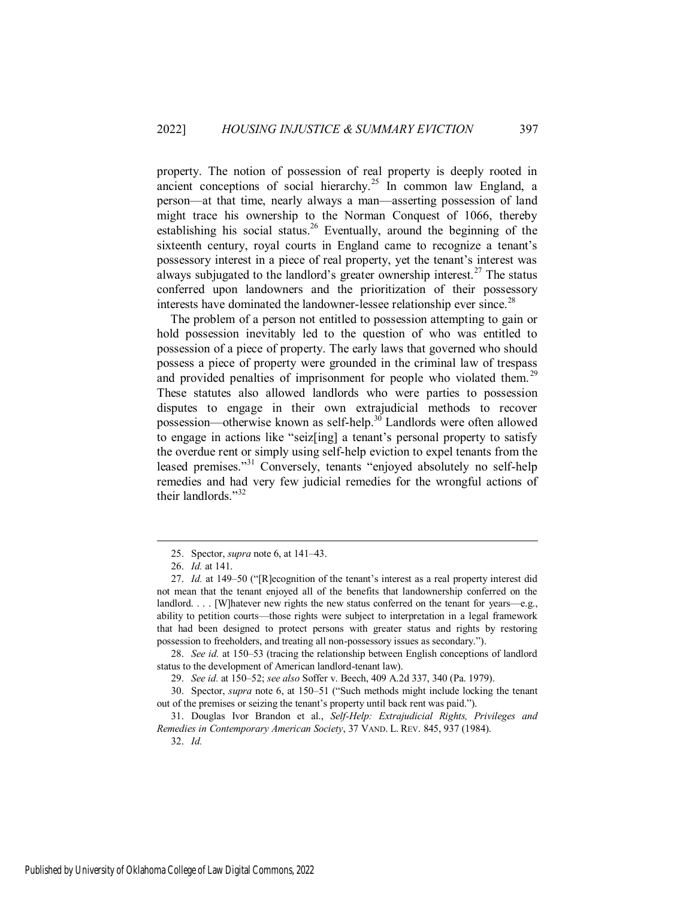property. The notion of possession of real property is deeply rooted in ancient conceptions of social hierarchy.[25] In common law England, a person—at that time, nearly always a man—asserting possession of land might trace his ownership to the Norman Conquest of 1066, thereby establishing his social status.[26] Eventually, around the beginning of the sixteenth century, royal courts in England came to recognize a tenant's possessory interest in a piece of real property, yet the tenant's interest was always subjugated to the landlord's greater ownership interest.[27] The status conferred upon landowners and the prioritization of their possessory interests have dominated the landowner-lessee relationship ever since.[28]

The problem of a person not entitled to possession attempting to gain or hold possession inevitably led to the question of who was entitled to possession of a piece of property. The early laws that governed who should possess a piece of property were grounded in the criminal law of trespass and provided penalties of imprisonment for people who violated them.[29] These statutes also allowed landlords who were parties to possession disputes to engage in their own extrajudicial methods to recover possession—otherwise known as self-help.[30] Landlords were often allowed to engage in actions like "seiz[ing] a tenant's personal property to satisfy the overdue rent or simply using self-help eviction to expel tenants from the leased premises."[31] Conversely, tenants "enjoyed absolutely no self-help remedies and had very few judicial remedies for the wrongful actions of their landlords."[32]

---

25. Spector, *supra* note 6, at 141–43.

26. *Id.* at 141.

27. *Id.* at 149–50 ("[R]ecognition of the tenant's interest as a real property interest did not mean that the tenant enjoyed all of the benefits that landownership conferred on the landlord. . . . [W]hatever new rights the new status conferred on the tenant for years—e.g., ability to petition courts—those rights were subject to interpretation in a legal framework that had been designed to protect persons with greater status and rights by restoring possession to freeholders, and treating all non-possessory issues as secondary.").

28. *See id.* at 150–53 (tracing the relationship between English conceptions of landlord status to the development of American landlord-tenant law).

29. *See id.* at 150–52; *see also* Soffer v. Beech, 409 A.2d 337, 340 (Pa. 1979).

30. Spector, *supra* note 6, at 150–51 ("Such methods might include locking the tenant out of the premises or seizing the tenant's property until back rent was paid.").

31. Douglas Ivor Brandon et al., *Self-Help: Extrajudicial Rights, Privileges and Remedies in Contemporary American Society*, 37 VAND. L. REV. 845, 937 (1984).

32. *Id.*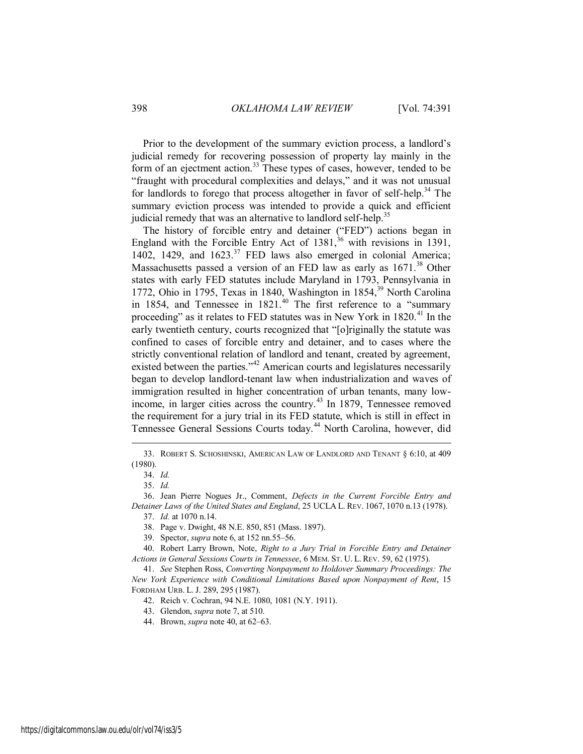Prior to the development of the summary eviction process, a landlord's judicial remedy for recovering possession of property lay mainly in the form of an ejectment action.[33] These types of cases, however, tended to be "fraught with procedural complexities and delays," and it was not unusual for landlords to forego that process altogether in favor of self-help.[34] The summary eviction process was intended to provide a quick and efficient judicial remedy that was an alternative to landlord self-help.[35]

The history of forcible entry and detainer ("FED") actions began in England with the Forcible Entry Act of 1381,[36] with revisions in 1391, 1402, 1429, and 1623.[37] FED laws also emerged in colonial America; Massachusetts passed a version of an FED law as early as 1671.[38] Other states with early FED statutes include Maryland in 1793, Pennsylvania in 1772, Ohio in 1795, Texas in 1840, Washington in 1854,[39] North Carolina in 1854, and Tennessee in 1821.[40] The first reference to a "summary proceeding" as it relates to FED statutes was in New York in 1820.[41] In the early twentieth century, courts recognized that "[o]riginally the statute was confined to cases of forcible entry and detainer, and to cases where the strictly conventional relation of landlord and tenant, created by agreement, existed between the parties."[42] American courts and legislatures necessarily began to develop landlord-tenant law when industrialization and waves of immigration resulted in higher concentration of urban tenants, many low-income, in larger cities across the country.[43] In 1879, Tennessee removed the requirement for a jury trial in its FED statute, which is still in effect in Tennessee General Sessions Courts today.[44] North Carolina, however, did

---

33. ROBERT S. SCHOSHINSKI, AMERICAN LAW OF LANDLORD AND TENANT § 6:10, at 409 (1980).

34. *Id.*

35. *Id.*

36. Jean Pierre Nogues Jr., Comment, *Defects in the Current Forcible Entry and Detainer Laws of the United States and England*, 25 UCLA L. REV. 1067, 1070 n.13 (1978).

37. *Id.* at 1070 n.14.

38. Page v. Dwight, 48 N.E. 850, 851 (Mass. 1897).

39. Spector, *supra* note 6, at 152 nn.55–56.

40. Robert Larry Brown, Note, *Right to a Jury Trial in Forcible Entry and Detainer Actions in General Sessions Courts in Tennessee*, 6 MEM. ST. U. L. REV. 59, 62 (1975).

41. *See* Stephen Ross, *Converting Nonpayment to Holdover Summary Proceedings: The New York Experience with Conditional Limitations Based upon Nonpayment of Rent*, 15 FORDHAM URB. L. J. 289, 295 (1987).

42. Reich v. Cochran, 94 N.E. 1080, 1081 (N.Y. 1911).

43. Glendon, *supra* note 7, at 510.

44. Brown, *supra* note 40, at 62–63.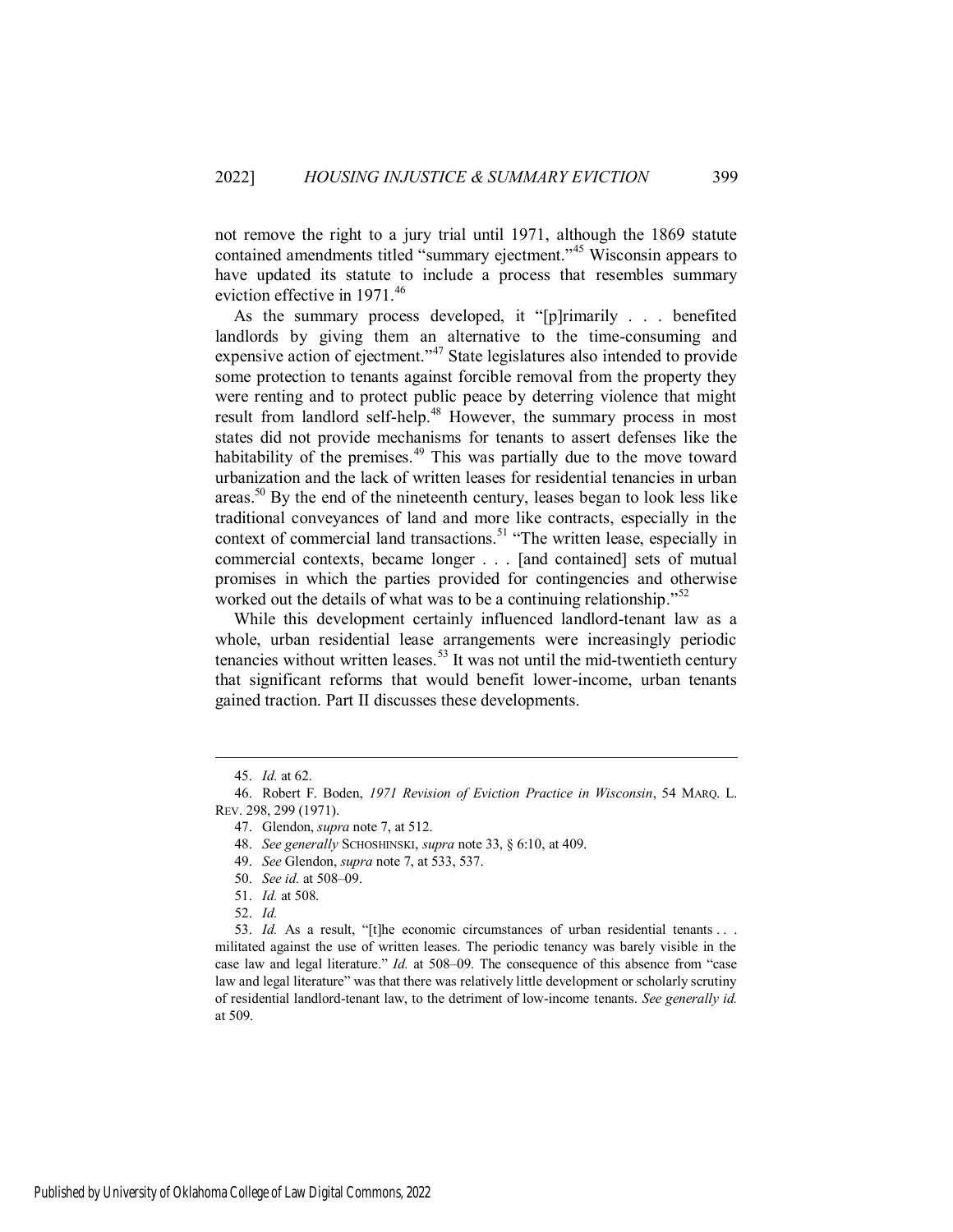not remove the right to a jury trial until 1971, although the 1869 statute contained amendments titled "summary ejectment."[45] Wisconsin appears to have updated its statute to include a process that resembles summary eviction effective in 1971.[46]

As the summary process developed, it "[p]rimarily . . . benefited landlords by giving them an alternative to the time-consuming and expensive action of ejectment."[47] State legislatures also intended to provide some protection to tenants against forcible removal from the property they were renting and to protect public peace by deterring violence that might result from landlord self-help.[48] However, the summary process in most states did not provide mechanisms for tenants to assert defenses like the habitability of the premises.[49] This was partially due to the move toward urbanization and the lack of written leases for residential tenancies in urban areas.[50] By the end of the nineteenth century, leases began to look less like traditional conveyances of land and more like contracts, especially in the context of commercial land transactions.[51] "The written lease, especially in commercial contexts, became longer . . . [and contained] sets of mutual promises in which the parties provided for contingencies and otherwise worked out the details of what was to be a continuing relationship."[52]

While this development certainly influenced landlord-tenant law as a whole, urban residential lease arrangements were increasingly periodic tenancies without written leases.[53] It was not until the mid-twentieth century that significant reforms that would benefit lower-income, urban tenants gained traction. Part II discusses these developments.

---

45. *Id.* at 62.

46. Robert F. Boden, *1971 Revision of Eviction Practice in Wisconsin*, 54 MARQ. L. REV. 298, 299 (1971).

47. Glendon, *supra* note 7, at 512.

48. *See generally* SCHOSHINSKI, *supra* note 33, § 6:10, at 409.

49. *See* Glendon, *supra* note 7, at 533, 537.

50. *See id.* at 508–09.

51. *Id.* at 508.

52. *Id.*

53. *Id.* As a result, "[t]he economic circumstances of urban residential tenants . . . militated against the use of written leases. The periodic tenancy was barely visible in the case law and legal literature." *Id.* at 508–09. The consequence of this absence from "case law and legal literature" was that there was relatively little development or scholarly scrutiny of residential landlord-tenant law, to the detriment of low-income tenants. *See generally id.* at 509.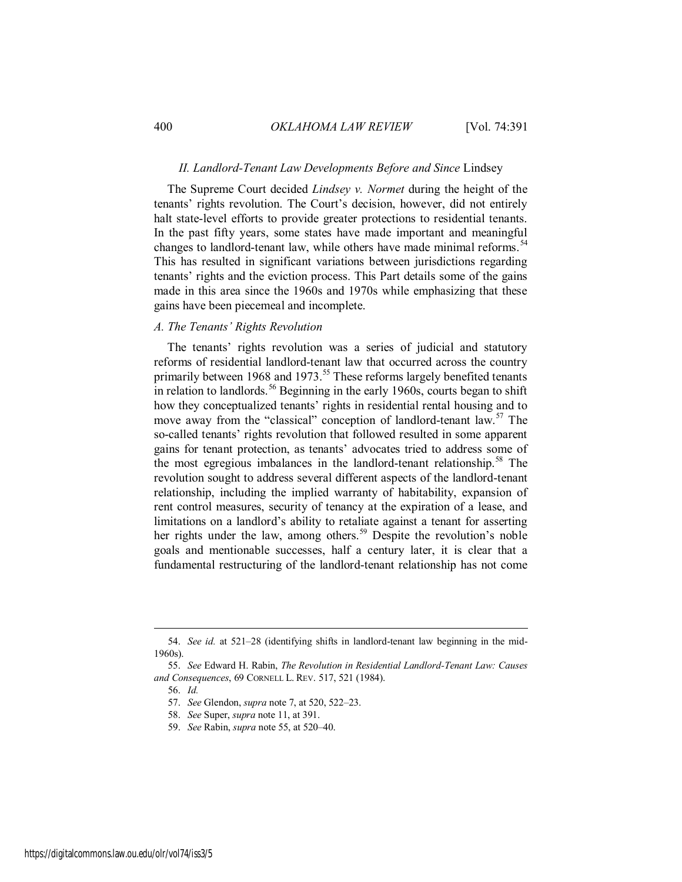### *II. Landlord-Tenant Law Developments Before and Since* Lindsey

The Supreme Court decided *Lindsey v. Normet* during the height of the tenants' rights revolution. The Court's decision, however, did not entirely halt state-level efforts to provide greater protections to residential tenants. In the past fifty years, some states have made important and meaningful changes to landlord-tenant law, while others have made minimal reforms.[54] This has resulted in significant variations between jurisdictions regarding tenants' rights and the eviction process. This Part details some of the gains made in this area since the 1960s and 1970s while emphasizing that these gains have been piecemeal and incomplete.

#### *A. The Tenants' Rights Revolution*

The tenants' rights revolution was a series of judicial and statutory reforms of residential landlord-tenant law that occurred across the country primarily between 1968 and 1973.[55] These reforms largely benefited tenants in relation to landlords.[56] Beginning in the early 1960s, courts began to shift how they conceptualized tenants' rights in residential rental housing and to move away from the "classical" conception of landlord-tenant law.[57] The so-called tenants' rights revolution that followed resulted in some apparent gains for tenant protection, as tenants' advocates tried to address some of the most egregious imbalances in the landlord-tenant relationship.[58] The revolution sought to address several different aspects of the landlord-tenant relationship, including the implied warranty of habitability, expansion of rent control measures, security of tenancy at the expiration of a lease, and limitations on a landlord's ability to retaliate against a tenant for asserting her rights under the law, among others.[59] Despite the revolution's noble goals and mentionable successes, half a century later, it is clear that a fundamental restructuring of the landlord-tenant relationship has not come

---

54. *See id.* at 521–28 (identifying shifts in landlord-tenant law beginning in the mid-1960s).

55. *See* Edward H. Rabin, *The Revolution in Residential Landlord-Tenant Law: Causes and Consequences*, 69 CORNELL L. REV. 517, 521 (1984).

56. *Id.*

57. *See* Glendon, *supra* note 7, at 520, 522–23.

58. *See* Super, *supra* note 11, at 391.

59. *See* Rabin, *supra* note 55, at 520–40.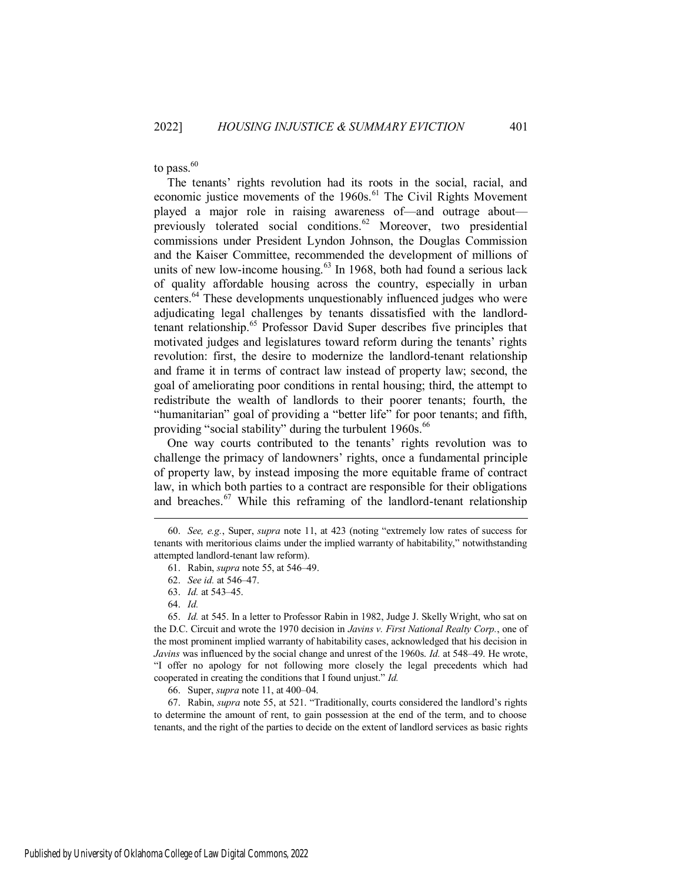to pass.[60]

The tenants' rights revolution had its roots in the social, racial, and economic justice movements of the 1960s.[61] The Civil Rights Movement played a major role in raising awareness of—and outrage about—previously tolerated social conditions.[62] Moreover, two presidential commissions under President Lyndon Johnson, the Douglas Commission and the Kaiser Committee, recommended the development of millions of units of new low-income housing.[63] In 1968, both had found a serious lack of quality affordable housing across the country, especially in urban centers.[64] These developments unquestionably influenced judges who were adjudicating legal challenges by tenants dissatisfied with the landlord-tenant relationship.[65] Professor David Super describes five principles that motivated judges and legislatures toward reform during the tenants' rights revolution: first, the desire to modernize the landlord-tenant relationship and frame it in terms of contract law instead of property law; second, the goal of ameliorating poor conditions in rental housing; third, the attempt to redistribute the wealth of landlords to their poorer tenants; fourth, the "humanitarian" goal of providing a "better life" for poor tenants; and fifth, providing "social stability" during the turbulent 1960s.[66]

One way courts contributed to the tenants' rights revolution was to challenge the primacy of landowners' rights, once a fundamental principle of property law, by instead imposing the more equitable frame of contract law, in which both parties to a contract are responsible for their obligations and breaches.[67] While this reframing of the landlord-tenant relationship

---

60. *See, e.g.*, Super, *supra* note 11, at 423 (noting "extremely low rates of success for tenants with meritorious claims under the implied warranty of habitability," notwithstanding attempted landlord-tenant law reform).

61. Rabin, *supra* note 55, at 546–49.

62. *See id.* at 546–47.

63. *Id.* at 543–45.

64. *Id.*

65. *Id.* at 545. In a letter to Professor Rabin in 1982, Judge J. Skelly Wright, who sat on the D.C. Circuit and wrote the 1970 decision in *Javins v. First National Realty Corp.*, one of the most prominent implied warranty of habitability cases, acknowledged that his decision in *Javins* was influenced by the social change and unrest of the 1960s. *Id.* at 548–49. He wrote, "I offer no apology for not following more closely the legal precedents which had cooperated in creating the conditions that I found unjust." *Id.*

66. Super, *supra* note 11, at 400–04.

67. Rabin, *supra* note 55, at 521. "Traditionally, courts considered the landlord's rights to determine the amount of rent, to gain possession at the end of the term, and to choose tenants, and the right of the parties to decide on the extent of landlord services as basic rights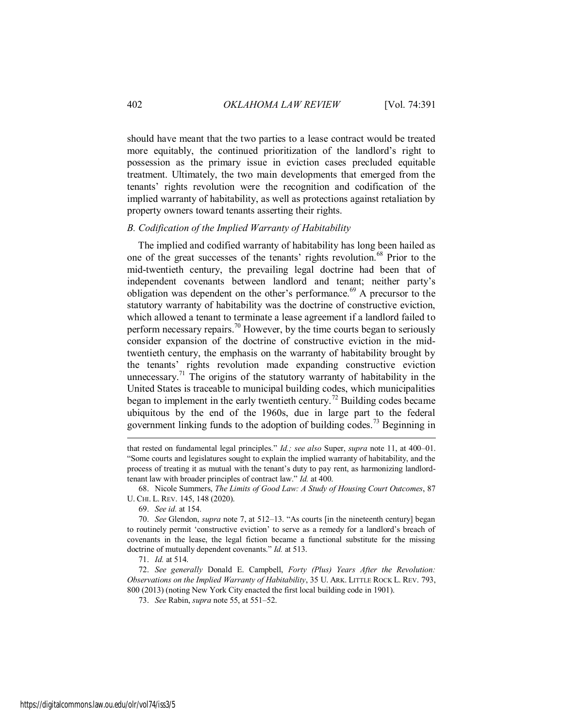should have meant that the two parties to a lease contract would be treated more equitably, the continued prioritization of the landlord's right to possession as the primary issue in eviction cases precluded equitable treatment. Ultimately, the two main developments that emerged from the tenants' rights revolution were the recognition and codification of the implied warranty of habitability, as well as protections against retaliation by property owners toward tenants asserting their rights.

### *B. Codification of the Implied Warranty of Habitability*

The implied and codified warranty of habitability has long been hailed as one of the great successes of the tenants' rights revolution.[68] Prior to the mid-twentieth century, the prevailing legal doctrine had been that of independent covenants between landlord and tenant; neither party's obligation was dependent on the other's performance.[69] A precursor to the statutory warranty of habitability was the doctrine of constructive eviction, which allowed a tenant to terminate a lease agreement if a landlord failed to perform necessary repairs.[70] However, by the time courts began to seriously consider expansion of the doctrine of constructive eviction in the mid-twentieth century, the emphasis on the warranty of habitability brought by the tenants' rights revolution made expanding constructive eviction unnecessary.[71] The origins of the statutory warranty of habitability in the United States is traceable to municipal building codes, which municipalities began to implement in the early twentieth century.[72] Building codes became ubiquitous by the end of the 1960s, due in large part to the federal government linking funds to the adoption of building codes.[73] Beginning in

---

that rested on fundamental legal principles." *Id.; see also* Super, *supra* note 11, at 400–01. "Some courts and legislatures sought to explain the implied warranty of habitability, and the process of treating it as mutual with the tenant's duty to pay rent, as harmonizing landlord-tenant law with broader principles of contract law." *Id.* at 400.

68. Nicole Summers, *The Limits of Good Law: A Study of Housing Court Outcomes*, 87 U. CHI. L. REV. 145, 148 (2020).

69. *See id.* at 154.

70. *See* Glendon, *supra* note 7, at 512–13. "As courts [in the nineteenth century] began to routinely permit 'constructive eviction' to serve as a remedy for a landlord's breach of covenants in the lease, the legal fiction became a functional substitute for the missing doctrine of mutually dependent covenants." *Id.* at 513.

71. *Id.* at 514.

72. *See generally* Donald E. Campbell, *Forty (Plus) Years After the Revolution: Observations on the Implied Warranty of Habitability*, 35 U. ARK. LITTLE ROCK L. REV. 793, 800 (2013) (noting New York City enacted the first local building code in 1901).

73. *See* Rabin, *supra* note 55, at 551–52.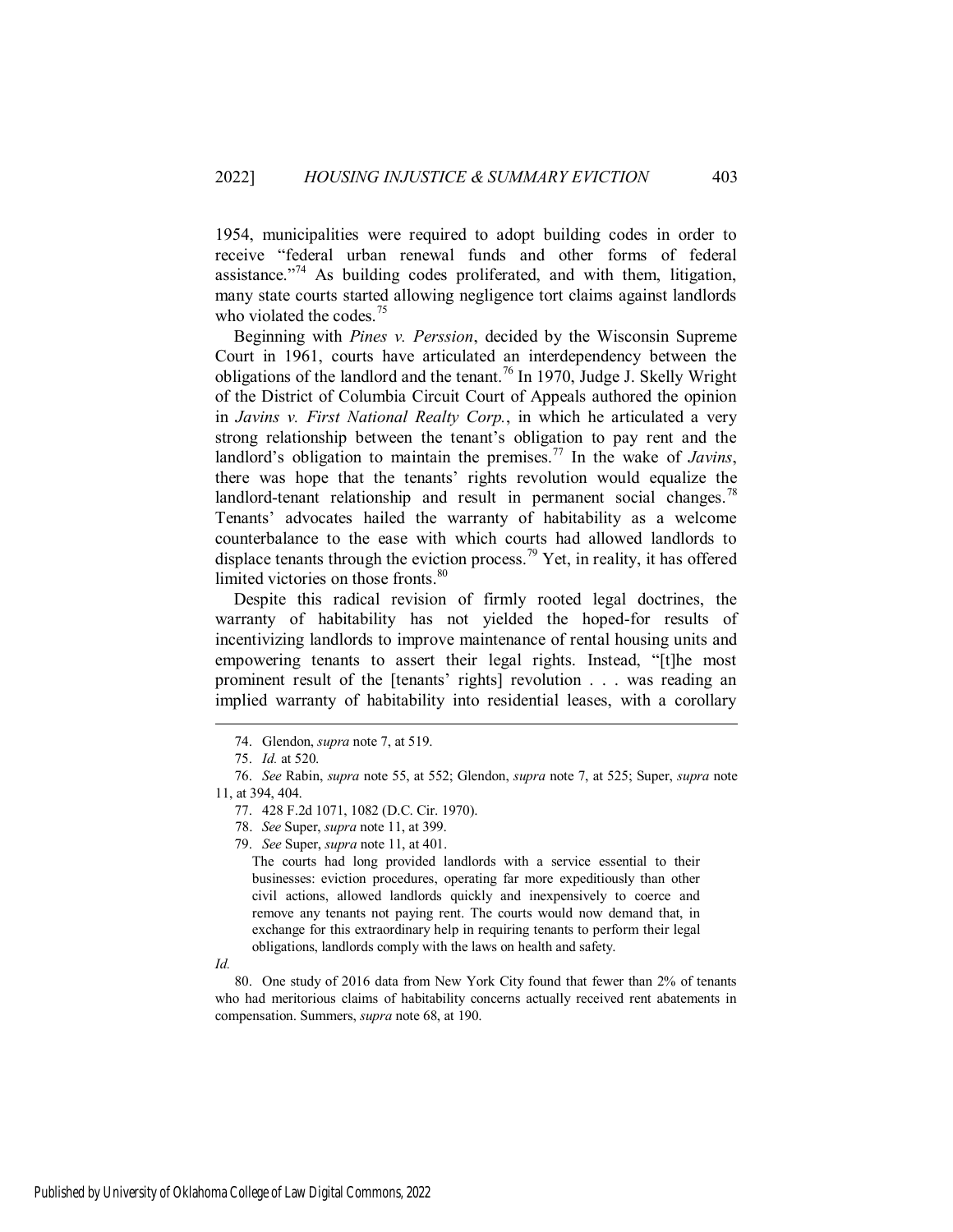1954, municipalities were required to adopt building codes in order to receive "federal urban renewal funds and other forms of federal assistance."[74] As building codes proliferated, and with them, litigation, many state courts started allowing negligence tort claims against landlords who violated the codes.[75]

Beginning with *Pines v. Perssion*, decided by the Wisconsin Supreme Court in 1961, courts have articulated an interdependency between the obligations of the landlord and the tenant.[76] In 1970, Judge J. Skelly Wright of the District of Columbia Circuit Court of Appeals authored the opinion in *Javins v. First National Realty Corp.*, in which he articulated a very strong relationship between the tenant's obligation to pay rent and the landlord's obligation to maintain the premises.[77] In the wake of *Javins*, there was hope that the tenants' rights revolution would equalize the landlord-tenant relationship and result in permanent social changes.[78] Tenants' advocates hailed the warranty of habitability as a welcome counterbalance to the ease with which courts had allowed landlords to displace tenants through the eviction process.[79] Yet, in reality, it has offered limited victories on those fronts.[80]

Despite this radical revision of firmly rooted legal doctrines, the warranty of habitability has not yielded the hoped-for results of incentivizing landlords to improve maintenance of rental housing units and empowering tenants to assert their legal rights. Instead, "[t]he most prominent result of the [tenants' rights] revolution . . . was reading an implied warranty of habitability into residential leases, with a corollary

---

74. Glendon, *supra* note 7, at 519.

75. *Id.* at 520.

76. *See* Rabin, *supra* note 55, at 552; Glendon, *supra* note 7, at 525; Super, *supra* note 11, at 394, 404.

77. 428 F.2d 1071, 1082 (D.C. Cir. 1970).

78. *See* Super, *supra* note 11, at 399.

79. *See* Super, *supra* note 11, at 401.

> The courts had long provided landlords with a service essential to their businesses: eviction procedures, operating far more expeditiously than other civil actions, allowed landlords quickly and inexpensively to coerce and remove any tenants not paying rent. The courts would now demand that, in exchange for this extraordinary help in requiring tenants to perform their legal obligations, landlords comply with the laws on health and safety.

*Id.*

80. One study of 2016 data from New York City found that fewer than 2% of tenants who had meritorious claims of habitability concerns actually received rent abatements in compensation. Summers, *supra* note 68, at 190.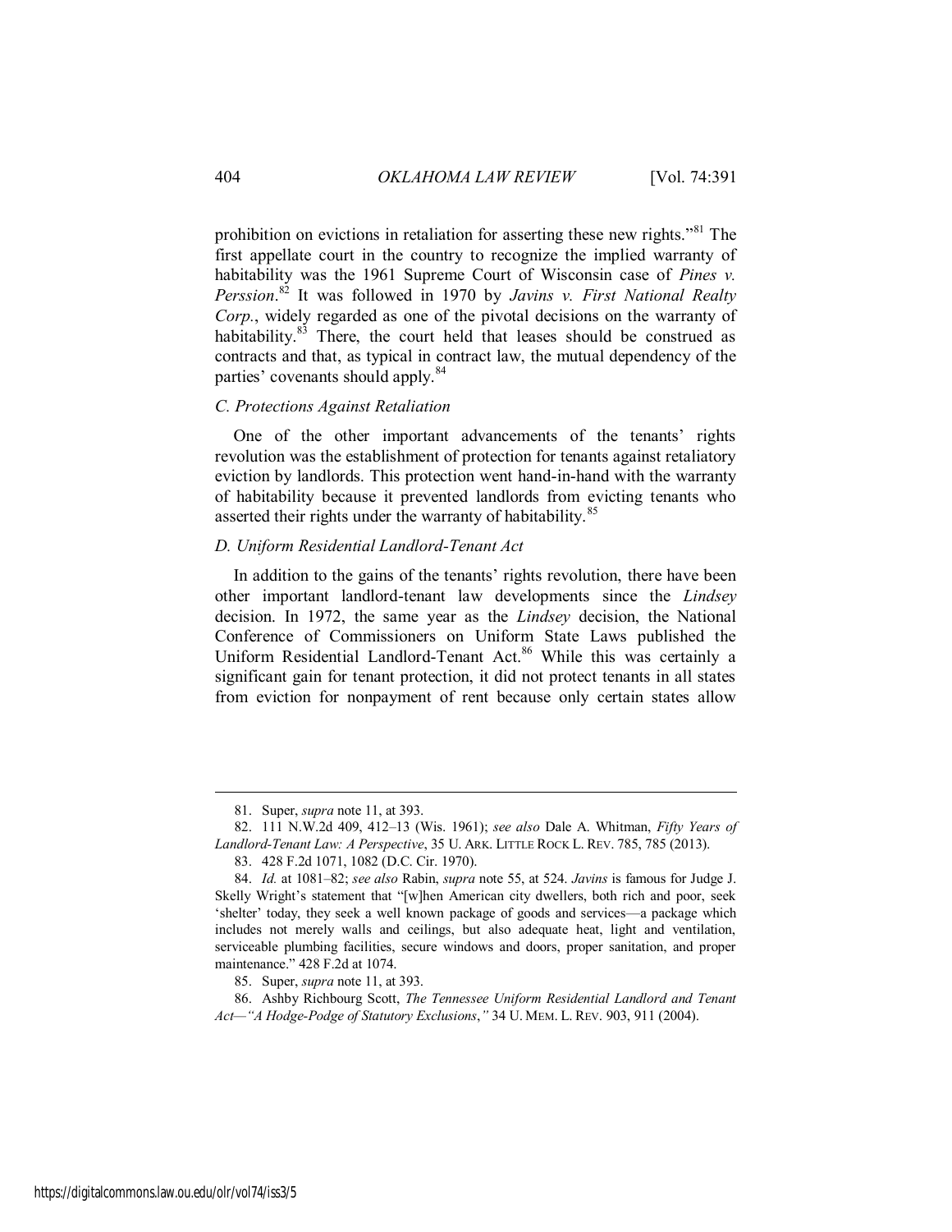prohibition on evictions in retaliation for asserting these new rights."[81] The first appellate court in the country to recognize the implied warranty of habitability was the 1961 Supreme Court of Wisconsin case of *Pines v. Perssion*.[82] It was followed in 1970 by *Javins v. First National Realty Corp.*, widely regarded as one of the pivotal decisions on the warranty of habitability.[83] There, the court held that leases should be construed as contracts and that, as typical in contract law, the mutual dependency of the parties' covenants should apply.[84]

### *C. Protections Against Retaliation*

One of the other important advancements of the tenants' rights revolution was the establishment of protection for tenants against retaliatory eviction by landlords. This protection went hand-in-hand with the warranty of habitability because it prevented landlords from evicting tenants who asserted their rights under the warranty of habitability.[85]

### *D. Uniform Residential Landlord-Tenant Act*

In addition to the gains of the tenants' rights revolution, there have been other important landlord-tenant law developments since the *Lindsey* decision. In 1972, the same year as the *Lindsey* decision, the National Conference of Commissioners on Uniform State Laws published the Uniform Residential Landlord-Tenant Act.[86] While this was certainly a significant gain for tenant protection, it did not protect tenants in all states from eviction for nonpayment of rent because only certain states allow

---

81. Super, *supra* note 11, at 393.

82. 111 N.W.2d 409, 412–13 (Wis. 1961); *see also* Dale A. Whitman, *Fifty Years of Landlord-Tenant Law: A Perspective*, 35 U. ARK. LITTLE ROCK L. REV. 785, 785 (2013).

83. 428 F.2d 1071, 1082 (D.C. Cir. 1970).

84. *Id.* at 1081–82; *see also* Rabin, *supra* note 55, at 524. *Javins* is famous for Judge J. Skelly Wright's statement that "[w]hen American city dwellers, both rich and poor, seek 'shelter' today, they seek a well known package of goods and services—a package which includes not merely walls and ceilings, but also adequate heat, light and ventilation, serviceable plumbing facilities, secure windows and doors, proper sanitation, and proper maintenance." 428 F.2d at 1074.

85. Super, *supra* note 11, at 393.

86. Ashby Richbourg Scott, *The Tennessee Uniform Residential Landlord and Tenant Act—"A Hodge-Podge of Statutory Exclusions*,*"* 34 U. MEM. L. REV. 903, 911 (2004).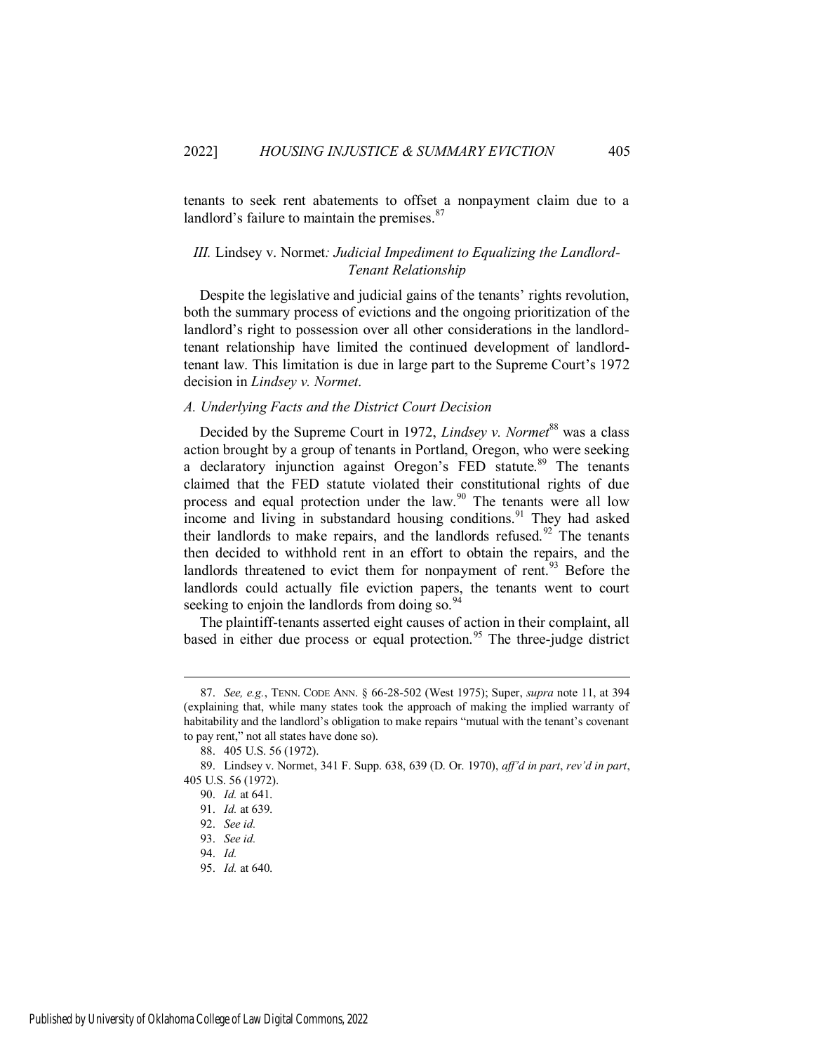tenants to seek rent abatements to offset a nonpayment claim due to a landlord's failure to maintain the premises.[87]

### *III.* Lindsey v. Normet*: Judicial Impediment to Equalizing the Landlord-Tenant Relationship*

Despite the legislative and judicial gains of the tenants' rights revolution, both the summary process of evictions and the ongoing prioritization of the landlord's right to possession over all other considerations in the landlord-tenant relationship have limited the continued development of landlord-tenant law. This limitation is due in large part to the Supreme Court's 1972 decision in *Lindsey v. Normet*.

#### *A. Underlying Facts and the District Court Decision*

Decided by the Supreme Court in 1972, *Lindsey v. Normet*[88] was a class action brought by a group of tenants in Portland, Oregon, who were seeking a declaratory injunction against Oregon's FED statute.[89] The tenants claimed that the FED statute violated their constitutional rights of due process and equal protection under the law.[90] The tenants were all low income and living in substandard housing conditions.[91] They had asked their landlords to make repairs, and the landlords refused.[92] The tenants then decided to withhold rent in an effort to obtain the repairs, and the landlords threatened to evict them for nonpayment of rent.[93] Before the landlords could actually file eviction papers, the tenants went to court seeking to enjoin the landlords from doing so.[94]

The plaintiff-tenants asserted eight causes of action in their complaint, all based in either due process or equal protection.[95] The three-judge district

---

87. *See, e.g.*, TENN. CODE ANN. § 66-28-502 (West 1975); Super, *supra* note 11, at 394 (explaining that, while many states took the approach of making the implied warranty of habitability and the landlord's obligation to make repairs "mutual with the tenant's covenant to pay rent," not all states have done so).

88. 405 U.S. 56 (1972).

89. Lindsey v. Normet, 341 F. Supp. 638, 639 (D. Or. 1970), *aff'd in part*, *rev'd in part*, 405 U.S. 56 (1972).

90. *Id.* at 641.

91. *Id.* at 639.

92. *See id.*

93. *See id.*

94. *Id.*

95. *Id.* at 640.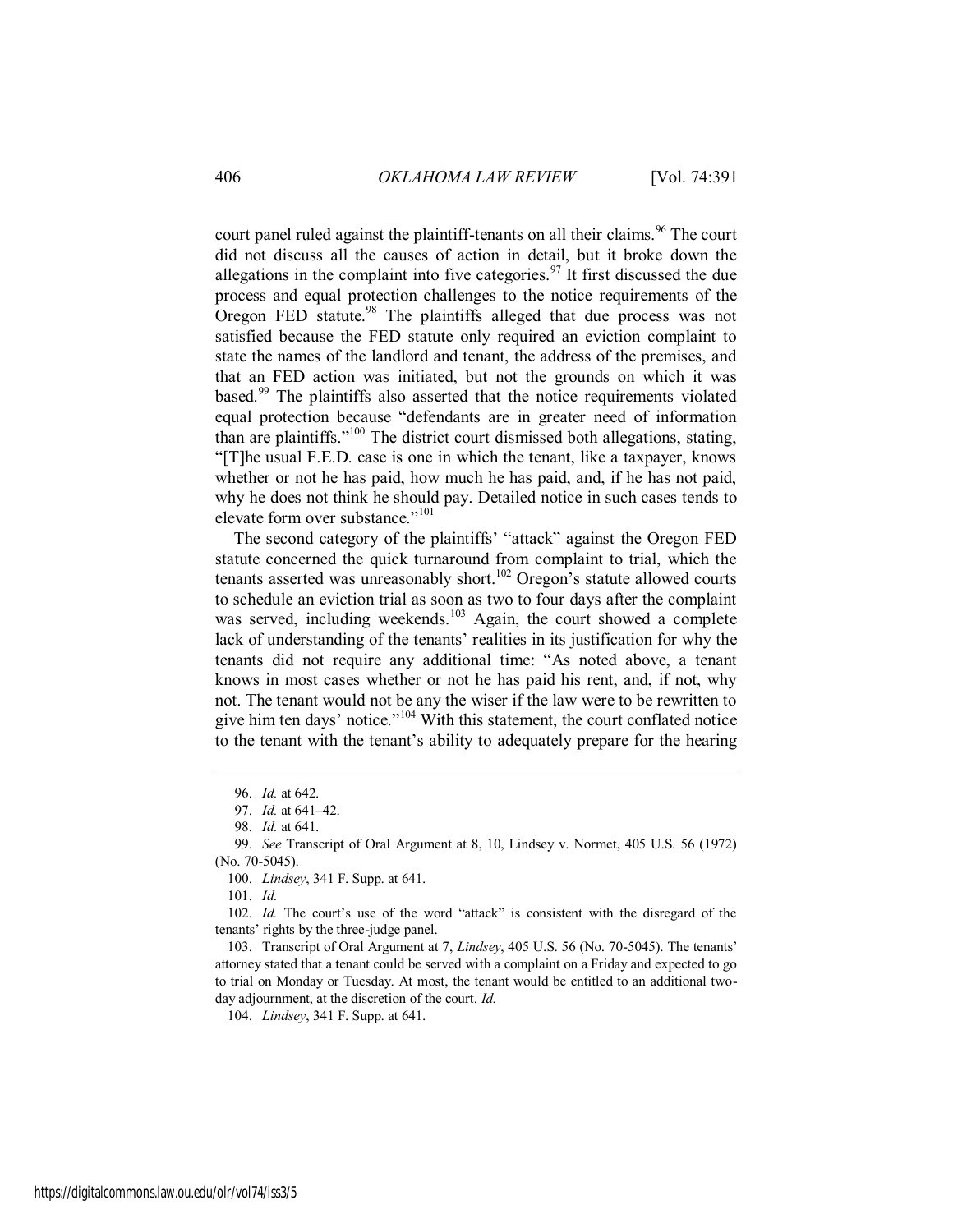court panel ruled against the plaintiff-tenants on all their claims.[96] The court did not discuss all the causes of action in detail, but it broke down the allegations in the complaint into five categories.[97] It first discussed the due process and equal protection challenges to the notice requirements of the Oregon FED statute.[98] The plaintiffs alleged that due process was not satisfied because the FED statute only required an eviction complaint to state the names of the landlord and tenant, the address of the premises, and that an FED action was initiated, but not the grounds on which it was based.[99] The plaintiffs also asserted that the notice requirements violated equal protection because "defendants are in greater need of information than are plaintiffs."[100] The district court dismissed both allegations, stating, "[T]he usual F.E.D. case is one in which the tenant, like a taxpayer, knows whether or not he has paid, how much he has paid, and, if he has not paid, why he does not think he should pay. Detailed notice in such cases tends to elevate form over substance."[101]

The second category of the plaintiffs' "attack" against the Oregon FED statute concerned the quick turnaround from complaint to trial, which the tenants asserted was unreasonably short.[102] Oregon's statute allowed courts to schedule an eviction trial as soon as two to four days after the complaint was served, including weekends.[103] Again, the court showed a complete lack of understanding of the tenants' realities in its justification for why the tenants did not require any additional time: "As noted above, a tenant knows in most cases whether or not he has paid his rent, and, if not, why not. The tenant would not be any the wiser if the law were to be rewritten to give him ten days' notice."[104] With this statement, the court conflated notice to the tenant with the tenant's ability to adequately prepare for the hearing

---

96. *Id.* at 642.

97. *Id.* at 641–42.

98. *Id.* at 641.

99. *See* Transcript of Oral Argument at 8, 10, Lindsey v. Normet, 405 U.S. 56 (1972) (No. 70-5045).

100. *Lindsey*, 341 F. Supp. at 641.

101. *Id.*

102. *Id.* The court's use of the word "attack" is consistent with the disregard of the tenants' rights by the three-judge panel.

103. Transcript of Oral Argument at 7, *Lindsey*, 405 U.S. 56 (No. 70-5045). The tenants' attorney stated that a tenant could be served with a complaint on a Friday and expected to go to trial on Monday or Tuesday. At most, the tenant would be entitled to an additional two-day adjournment, at the discretion of the court. *Id.*

104. *Lindsey*, 341 F. Supp. at 641.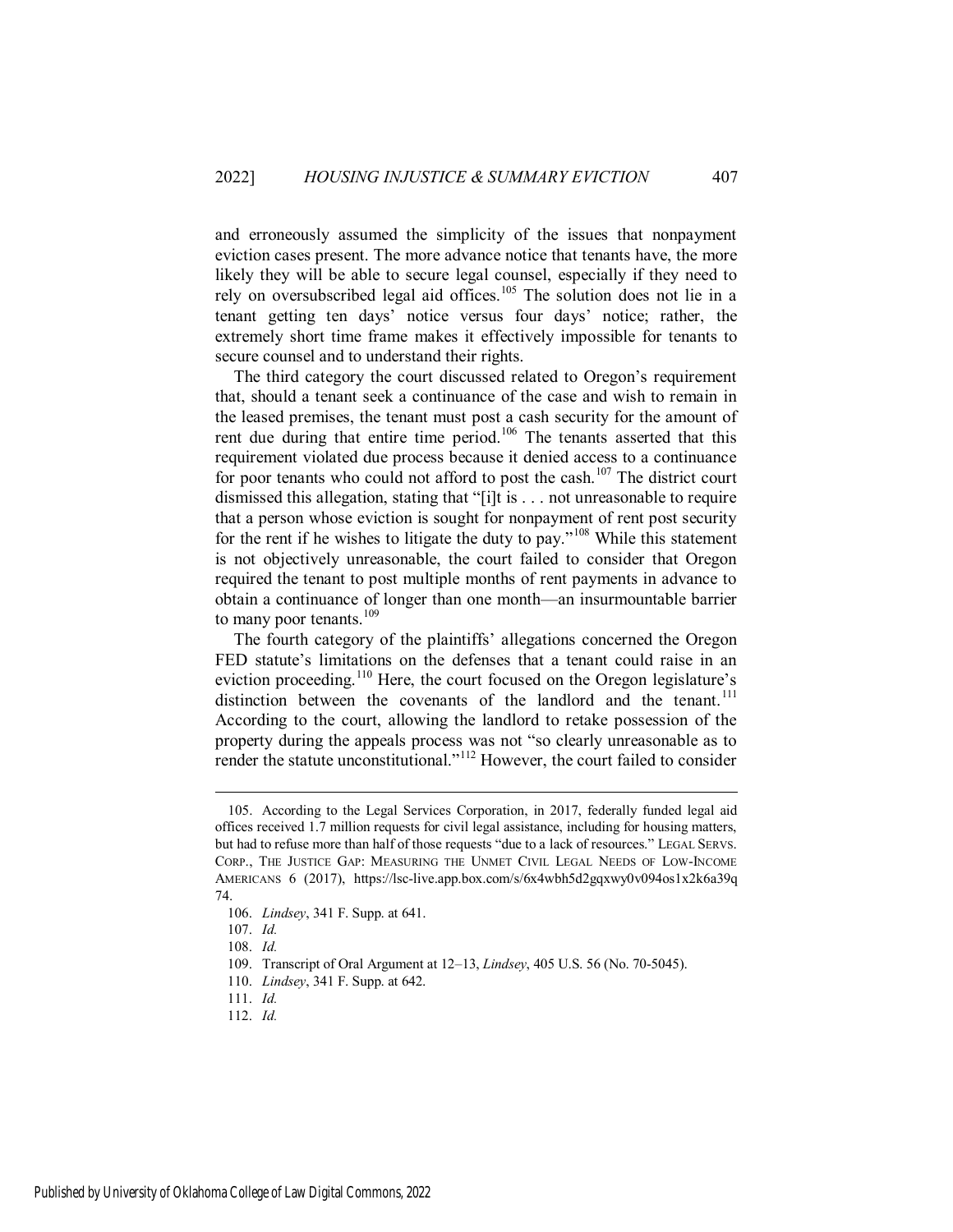and erroneously assumed the simplicity of the issues that nonpayment eviction cases present. The more advance notice that tenants have, the more likely they will be able to secure legal counsel, especially if they need to rely on oversubscribed legal aid offices.[105] The solution does not lie in a tenant getting ten days' notice versus four days' notice; rather, the extremely short time frame makes it effectively impossible for tenants to secure counsel and to understand their rights.

The third category the court discussed related to Oregon's requirement that, should a tenant seek a continuance of the case and wish to remain in the leased premises, the tenant must post a cash security for the amount of rent due during that entire time period.[106] The tenants asserted that this requirement violated due process because it denied access to a continuance for poor tenants who could not afford to post the cash.[107] The district court dismissed this allegation, stating that "[i]t is . . . not unreasonable to require that a person whose eviction is sought for nonpayment of rent post security for the rent if he wishes to litigate the duty to pay."[108] While this statement is not objectively unreasonable, the court failed to consider that Oregon required the tenant to post multiple months of rent payments in advance to obtain a continuance of longer than one month—an insurmountable barrier to many poor tenants.[109]

The fourth category of the plaintiffs' allegations concerned the Oregon FED statute's limitations on the defenses that a tenant could raise in an eviction proceeding.[110] Here, the court focused on the Oregon legislature's distinction between the covenants of the landlord and the tenant.[111] According to the court, allowing the landlord to retake possession of the property during the appeals process was not "so clearly unreasonable as to render the statute unconstitutional."[112] However, the court failed to consider

105. According to the Legal Services Corporation, in 2017, federally funded legal aid offices received 1.7 million requests for civil legal assistance, including for housing matters, but had to refuse more than half of those requests "due to a lack of resources." LEGAL SERVS. CORP., THE JUSTICE GAP: MEASURING THE UNMET CIVIL LEGAL NEEDS OF LOW-INCOME AMERICANS 6 (2017), https://lsc-live.app.box.com/s/6x4wbh5d2gqxwy0v094os1x2k6a39q74.

106. *Lindsey*, 341 F. Supp. at 641.

107. *Id.*

108. *Id.*

109. Transcript of Oral Argument at 12–13, *Lindsey*, 405 U.S. 56 (No. 70-5045).

110. *Lindsey*, 341 F. Supp. at 642.

111. *Id.*

112. *Id.*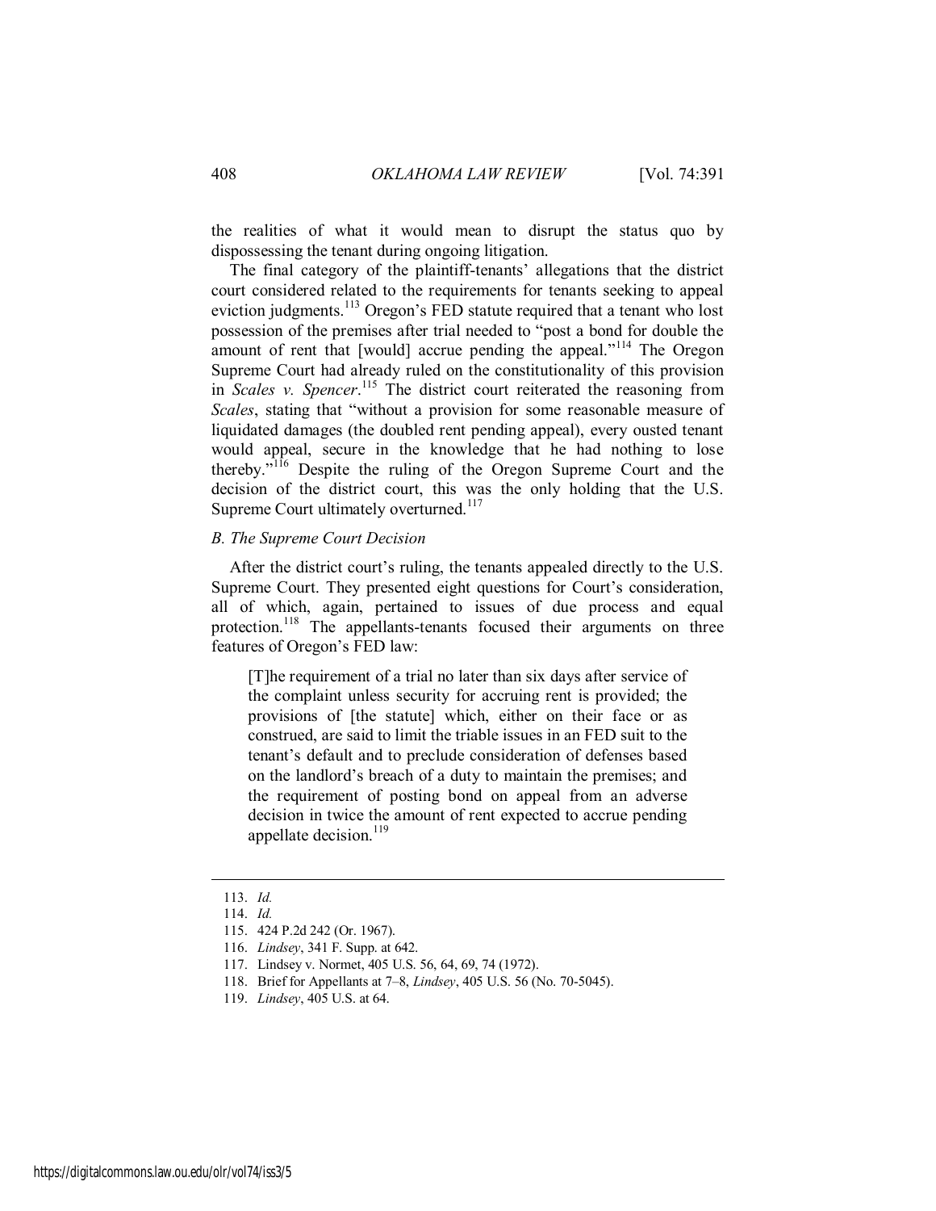the realities of what it would mean to disrupt the status quo by dispossessing the tenant during ongoing litigation.

The final category of the plaintiff-tenants' allegations that the district court considered related to the requirements for tenants seeking to appeal eviction judgments.[113] Oregon's FED statute required that a tenant who lost possession of the premises after trial needed to "post a bond for double the amount of rent that [would] accrue pending the appeal."[114] The Oregon Supreme Court had already ruled on the constitutionality of this provision in *Scales v. Spencer*.[115] The district court reiterated the reasoning from *Scales*, stating that "without a provision for some reasonable measure of liquidated damages (the doubled rent pending appeal), every ousted tenant would appeal, secure in the knowledge that he had nothing to lose thereby."[116] Despite the ruling of the Oregon Supreme Court and the decision of the district court, this was the only holding that the U.S. Supreme Court ultimately overturned.[117]

### *B. The Supreme Court Decision*

After the district court's ruling, the tenants appealed directly to the U.S. Supreme Court. They presented eight questions for Court's consideration, all of which, again, pertained to issues of due process and equal protection.[118] The appellants-tenants focused their arguments on three features of Oregon's FED law:

> [T]he requirement of a trial no later than six days after service of the complaint unless security for accruing rent is provided; the provisions of [the statute] which, either on their face or as construed, are said to limit the triable issues in an FED suit to the tenant's default and to preclude consideration of defenses based on the landlord's breach of a duty to maintain the premises; and the requirement of posting bond on appeal from an adverse decision in twice the amount of rent expected to accrue pending appellate decision.[119]

---

113. *Id.*

114. *Id.*

115. 424 P.2d 242 (Or. 1967).

116. *Lindsey*, 341 F. Supp. at 642.

117. Lindsey v. Normet, 405 U.S. 56, 64, 69, 74 (1972).

118. Brief for Appellants at 7–8, *Lindsey*, 405 U.S. 56 (No. 70-5045).

119. *Lindsey*, 405 U.S. at 64.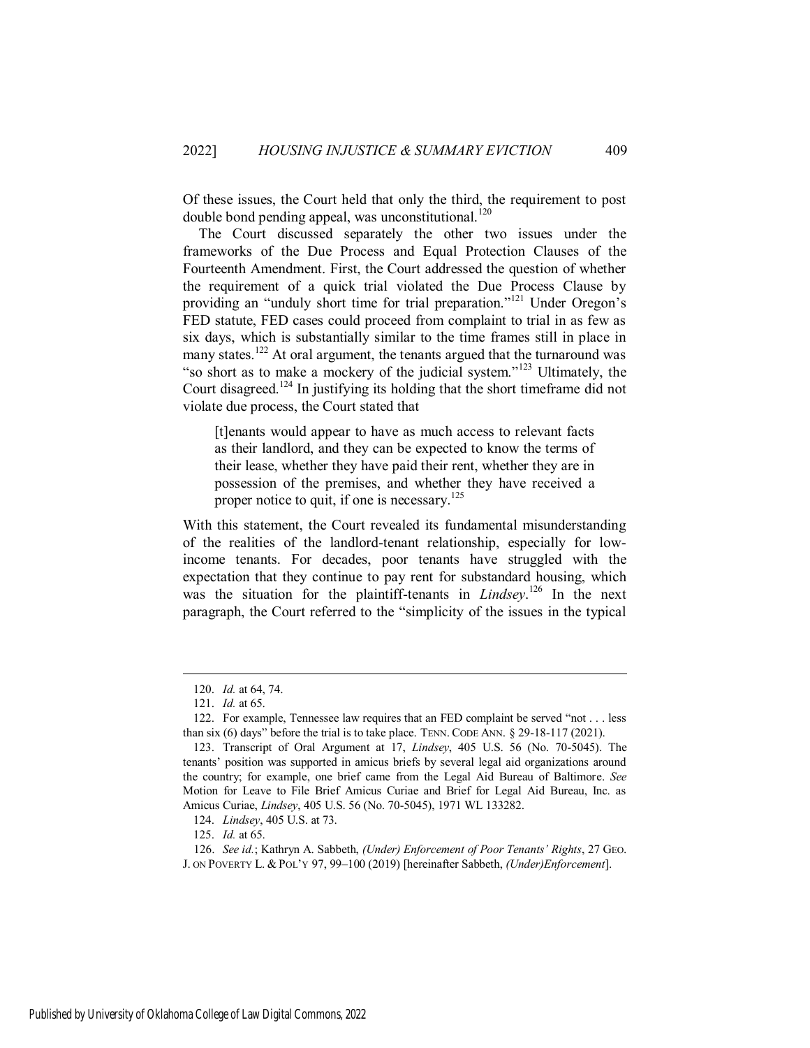Of these issues, the Court held that only the third, the requirement to post double bond pending appeal, was unconstitutional.[120]

The Court discussed separately the other two issues under the frameworks of the Due Process and Equal Protection Clauses of the Fourteenth Amendment. First, the Court addressed the question of whether the requirement of a quick trial violated the Due Process Clause by providing an "unduly short time for trial preparation."[121] Under Oregon's FED statute, FED cases could proceed from complaint to trial in as few as six days, which is substantially similar to the time frames still in place in many states.[122] At oral argument, the tenants argued that the turnaround was "so short as to make a mockery of the judicial system."[123] Ultimately, the Court disagreed.[124] In justifying its holding that the short timeframe did not violate due process, the Court stated that

> [t]enants would appear to have as much access to relevant facts as their landlord, and they can be expected to know the terms of their lease, whether they have paid their rent, whether they are in possession of the premises, and whether they have received a proper notice to quit, if one is necessary.[125]

With this statement, the Court revealed its fundamental misunderstanding of the realities of the landlord-tenant relationship, especially for low-income tenants. For decades, poor tenants have struggled with the expectation that they continue to pay rent for substandard housing, which was the situation for the plaintiff-tenants in *Lindsey*.[126] In the next paragraph, the Court referred to the "simplicity of the issues in the typical

---

120. *Id.* at 64, 74.

121. *Id.* at 65.

122. For example, Tennessee law requires that an FED complaint be served "not . . . less than six (6) days" before the trial is to take place. TENN. CODE ANN. § 29-18-117 (2021).

123. Transcript of Oral Argument at 17, *Lindsey*, 405 U.S. 56 (No. 70-5045). The tenants' position was supported in amicus briefs by several legal aid organizations around the country; for example, one brief came from the Legal Aid Bureau of Baltimore. *See* Motion for Leave to File Brief Amicus Curiae and Brief for Legal Aid Bureau, Inc. as Amicus Curiae, *Lindsey*, 405 U.S. 56 (No. 70-5045), 1971 WL 133282.

124. *Lindsey*, 405 U.S. at 73.

125. *Id.* at 65.

126. *See id.*; Kathryn A. Sabbeth, *(Under) Enforcement of Poor Tenants' Rights*, 27 GEO. J. ON POVERTY L. & POL'Y 97, 99–100 (2019) [hereinafter Sabbeth, *(Under)Enforcement*].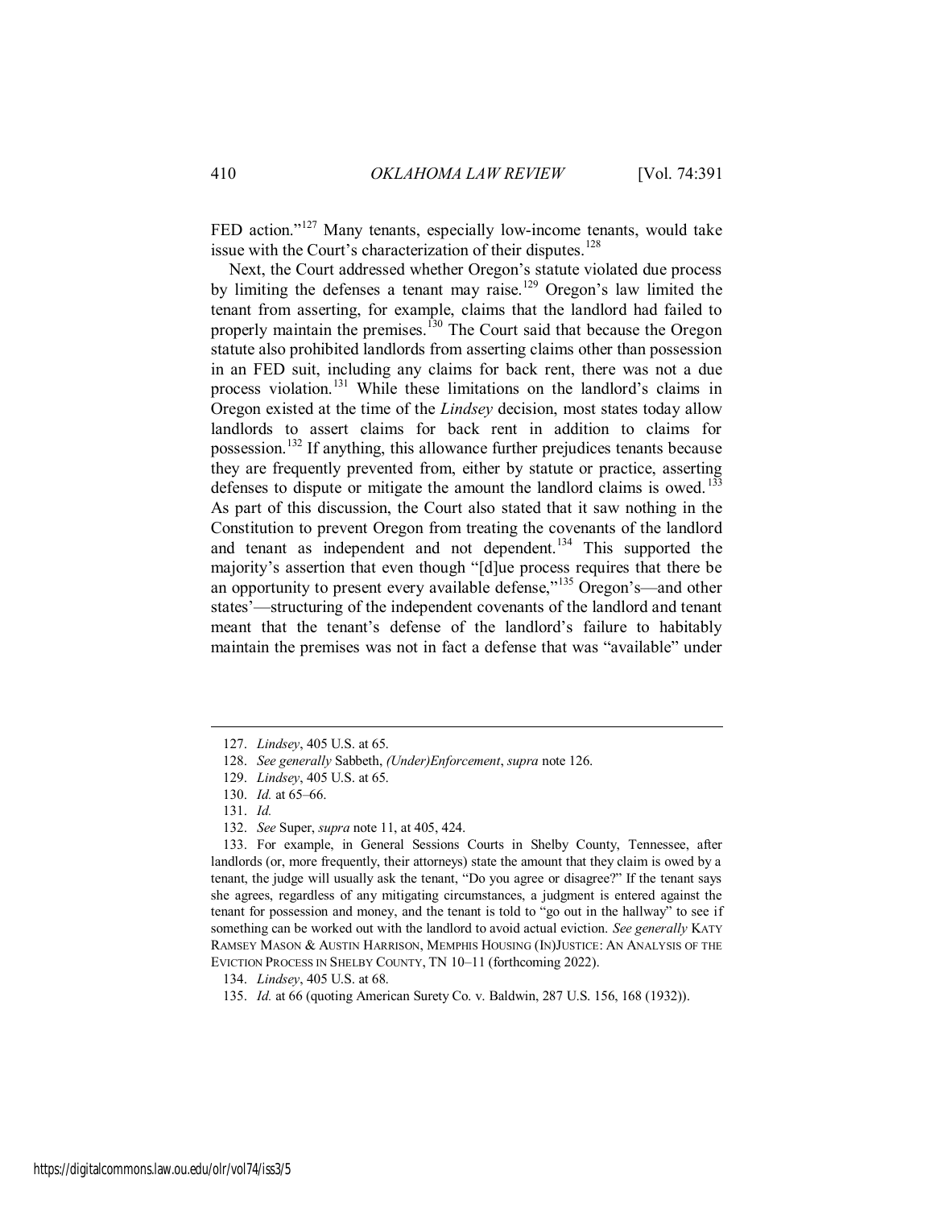FED action."[127] Many tenants, especially low-income tenants, would take issue with the Court's characterization of their disputes.[128]

Next, the Court addressed whether Oregon's statute violated due process by limiting the defenses a tenant may raise.[129] Oregon's law limited the tenant from asserting, for example, claims that the landlord had failed to properly maintain the premises.[130] The Court said that because the Oregon statute also prohibited landlords from asserting claims other than possession in an FED suit, including any claims for back rent, there was not a due process violation.[131] While these limitations on the landlord's claims in Oregon existed at the time of the *Lindsey* decision, most states today allow landlords to assert claims for back rent in addition to claims for possession.[132] If anything, this allowance further prejudices tenants because they are frequently prevented from, either by statute or practice, asserting defenses to dispute or mitigate the amount the landlord claims is owed.[133] As part of this discussion, the Court also stated that it saw nothing in the Constitution to prevent Oregon from treating the covenants of the landlord and tenant as independent and not dependent.[134] This supported the majority's assertion that even though "[d]ue process requires that there be an opportunity to present every available defense,"[135] Oregon's—and other states'—structuring of the independent covenants of the landlord and tenant meant that the tenant's defense of the landlord's failure to habitably maintain the premises was not in fact a defense that was "available" under

---

127. *Lindsey*, 405 U.S. at 65.

128. *See generally* Sabbeth, *(Under)Enforcement*, *supra* note 126.

129. *Lindsey*, 405 U.S. at 65.

130. *Id.* at 65–66.

131. *Id.*

132. *See* Super, *supra* note 11, at 405, 424.

133. For example, in General Sessions Courts in Shelby County, Tennessee, after landlords (or, more frequently, their attorneys) state the amount that they claim is owed by a tenant, the judge will usually ask the tenant, "Do you agree or disagree?" If the tenant says she agrees, regardless of any mitigating circumstances, a judgment is entered against the tenant for possession and money, and the tenant is told to "go out in the hallway" to see if something can be worked out with the landlord to avoid actual eviction. *See generally* KATY RAMSEY MASON & AUSTIN HARRISON, MEMPHIS HOUSING (IN)JUSTICE: AN ANALYSIS OF THE EVICTION PROCESS IN SHELBY COUNTY, TN 10–11 (forthcoming 2022).

134. *Lindsey*, 405 U.S. at 68.

135. *Id.* at 66 (quoting American Surety Co. v. Baldwin, 287 U.S. 156, 168 (1932)).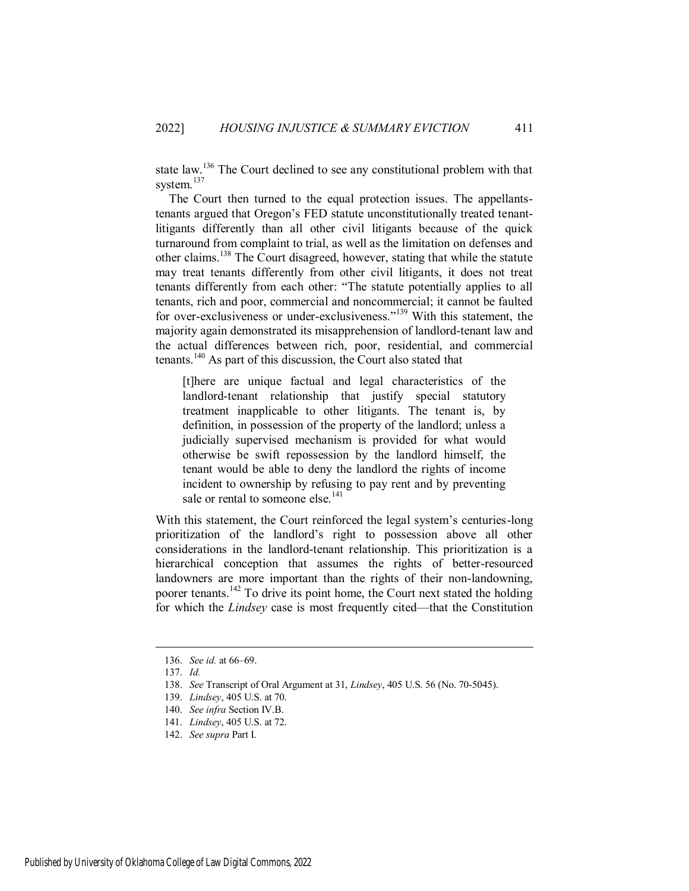state law.[136] The Court declined to see any constitutional problem with that system.[137]

The Court then turned to the equal protection issues. The appellants-tenants argued that Oregon's FED statute unconstitutionally treated tenant-litigants differently than all other civil litigants because of the quick turnaround from complaint to trial, as well as the limitation on defenses and other claims.[138] The Court disagreed, however, stating that while the statute may treat tenants differently from other civil litigants, it does not treat tenants differently from each other: "The statute potentially applies to all tenants, rich and poor, commercial and noncommercial; it cannot be faulted for over-exclusiveness or under-exclusiveness."[139] With this statement, the majority again demonstrated its misapprehension of landlord-tenant law and the actual differences between rich, poor, residential, and commercial tenants.[140] As part of this discussion, the Court also stated that

> [t]here are unique factual and legal characteristics of the landlord-tenant relationship that justify special statutory treatment inapplicable to other litigants. The tenant is, by definition, in possession of the property of the landlord; unless a judicially supervised mechanism is provided for what would otherwise be swift repossession by the landlord himself, the tenant would be able to deny the landlord the rights of income incident to ownership by refusing to pay rent and by preventing sale or rental to someone else.[141]

With this statement, the Court reinforced the legal system's centuries-long prioritization of the landlord's right to possession above all other considerations in the landlord-tenant relationship. This prioritization is a hierarchical conception that assumes the rights of better-resourced landowners are more important than the rights of their non-landowning, poorer tenants.[142] To drive its point home, the Court next stated the holding for which the *Lindsey* case is most frequently cited—that the Constitution

---

136. *See id.* at 66–69.

137. *Id.*

138. *See* Transcript of Oral Argument at 31, *Lindsey*, 405 U.S. 56 (No. 70-5045).

139. *Lindsey*, 405 U.S. at 70.

140. *See infra* Section IV.B.

141. *Lindsey*, 405 U.S. at 72.

142. *See supra* Part I.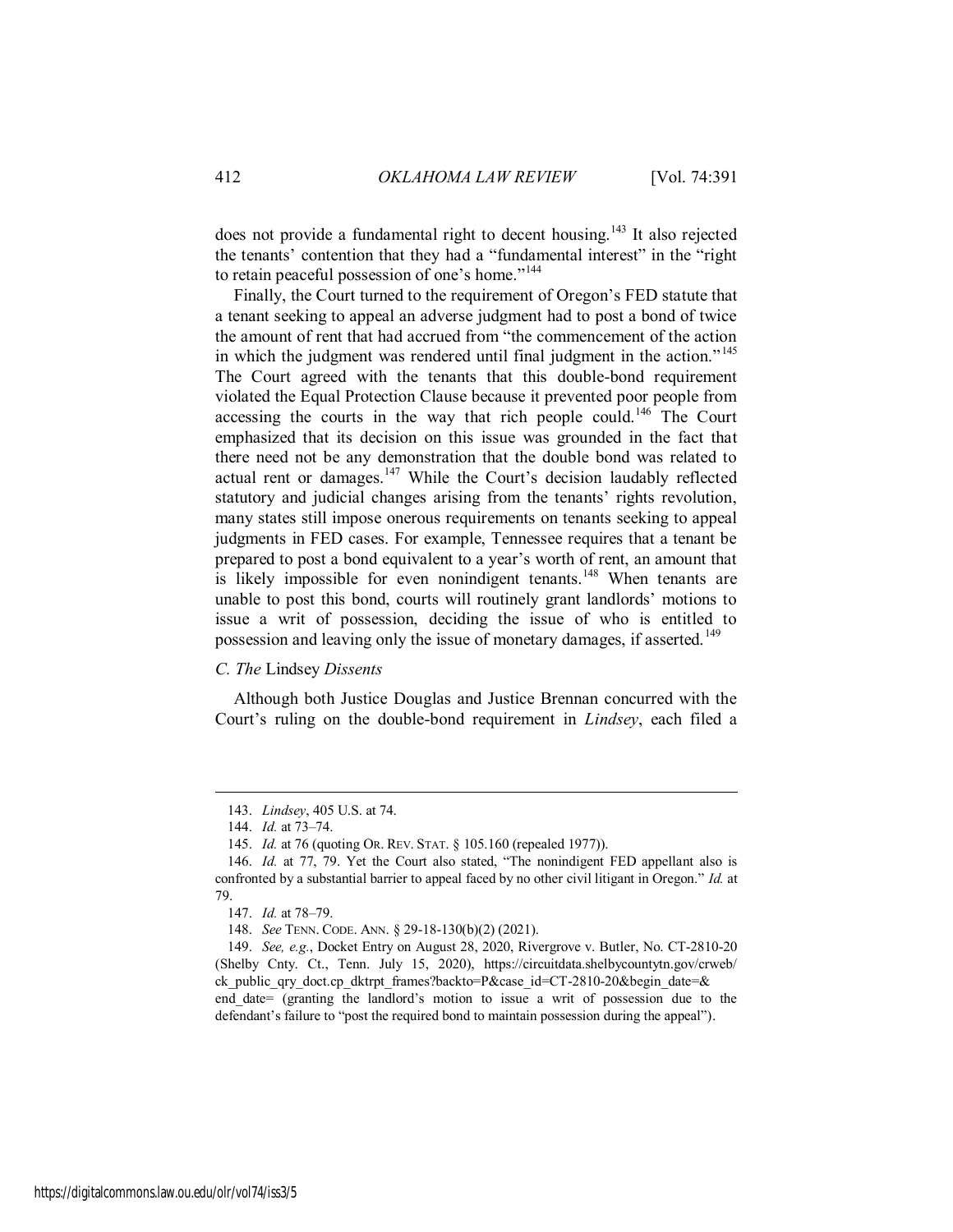does not provide a fundamental right to decent housing.[143] It also rejected the tenants' contention that they had a "fundamental interest" in the "right to retain peaceful possession of one's home."[144]

Finally, the Court turned to the requirement of Oregon's FED statute that a tenant seeking to appeal an adverse judgment had to post a bond of twice the amount of rent that had accrued from "the commencement of the action in which the judgment was rendered until final judgment in the action."[145] The Court agreed with the tenants that this double-bond requirement violated the Equal Protection Clause because it prevented poor people from accessing the courts in the way that rich people could.[146] The Court emphasized that its decision on this issue was grounded in the fact that there need not be any demonstration that the double bond was related to actual rent or damages.[147] While the Court's decision laudably reflected statutory and judicial changes arising from the tenants' rights revolution, many states still impose onerous requirements on tenants seeking to appeal judgments in FED cases. For example, Tennessee requires that a tenant be prepared to post a bond equivalent to a year's worth of rent, an amount that is likely impossible for even nonindigent tenants.[148] When tenants are unable to post this bond, courts will routinely grant landlords' motions to issue a writ of possession, deciding the issue of who is entitled to possession and leaving only the issue of monetary damages, if asserted.[149]

### C. The *Lindsey* Dissents

Although both Justice Douglas and Justice Brennan concurred with the Court's ruling on the double-bond requirement in *Lindsey*, each filed a

---

143. *Lindsey*, 405 U.S. at 74.

144. *Id.* at 73–74.

145. *Id.* at 76 (quoting OR. REV. STAT. § 105.160 (repealed 1977)).

146. *Id.* at 77, 79. Yet the Court also stated, "The nonindigent FED appellant also is confronted by a substantial barrier to appeal faced by no other civil litigant in Oregon." *Id.* at 79.

147. *Id.* at 78–79.

148. *See* TENN. CODE. ANN. § 29-18-130(b)(2) (2021).

149. *See, e.g.*, Docket Entry on August 28, 2020, Rivergrove v. Butler, No. CT-2810-20 (Shelby Cnty. Ct., Tenn. July 15, 2020), https://circuitdata.shelbycountytn.gov/crweb/ck_public_qry_doct.cp_dktrpt_frames?backto=P&case_id=CT-2810-20&begin_date=&end_date= (granting the landlord's motion to issue a writ of possession due to the defendant's failure to "post the required bond to maintain possession during the appeal").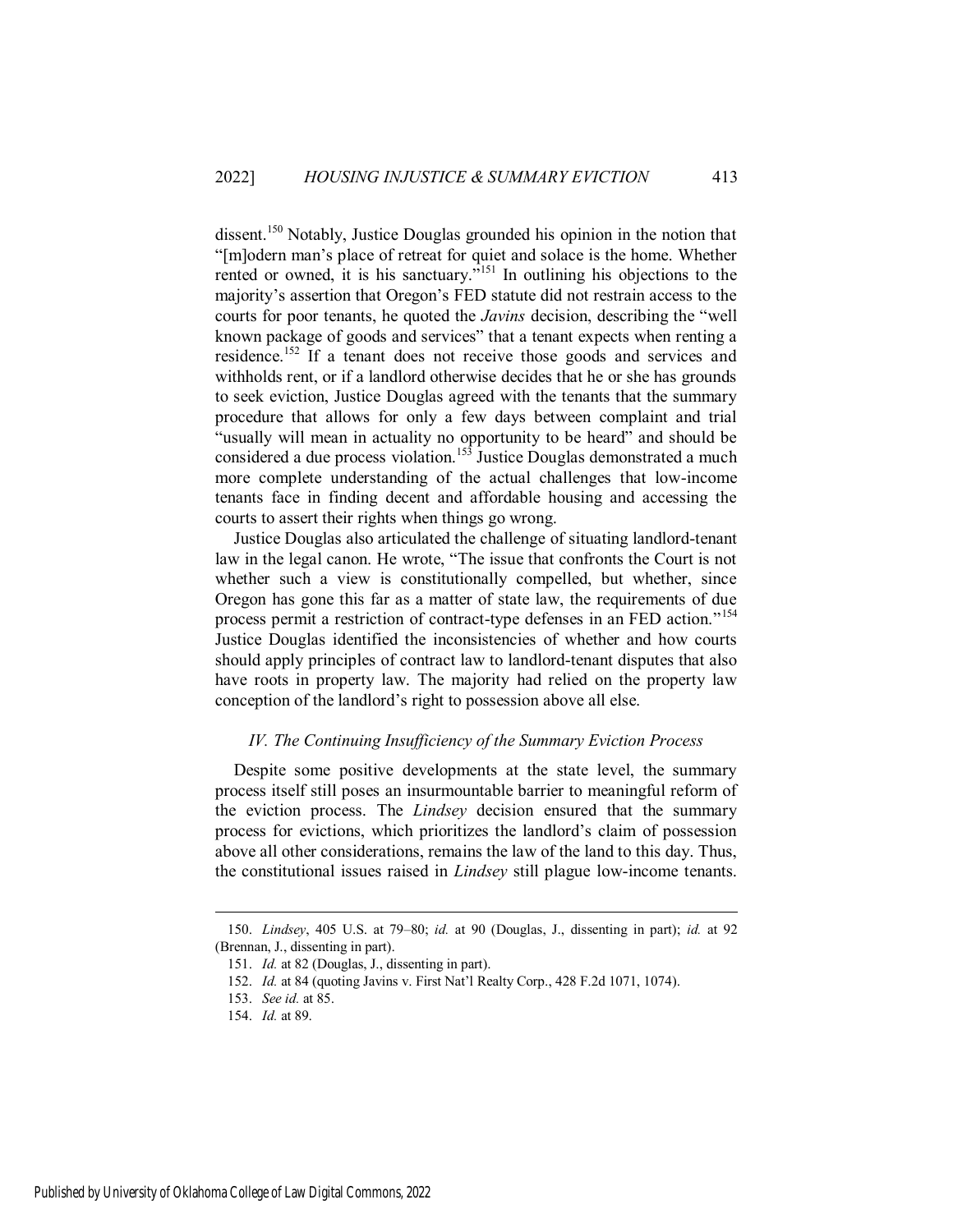dissent.[150] Notably, Justice Douglas grounded his opinion in the notion that "[m]odern man's place of retreat for quiet and solace is the home. Whether rented or owned, it is his sanctuary."[151] In outlining his objections to the majority's assertion that Oregon's FED statute did not restrain access to the courts for poor tenants, he quoted the *Javins* decision, describing the "well known package of goods and services" that a tenant expects when renting a residence.[152] If a tenant does not receive those goods and services and withholds rent, or if a landlord otherwise decides that he or she has grounds to seek eviction, Justice Douglas agreed with the tenants that the summary procedure that allows for only a few days between complaint and trial "usually will mean in actuality no opportunity to be heard" and should be considered a due process violation.[153] Justice Douglas demonstrated a much more complete understanding of the actual challenges that low-income tenants face in finding decent and affordable housing and accessing the courts to assert their rights when things go wrong.

Justice Douglas also articulated the challenge of situating landlord-tenant law in the legal canon. He wrote, "The issue that confronts the Court is not whether such a view is constitutionally compelled, but whether, since Oregon has gone this far as a matter of state law, the requirements of due process permit a restriction of contract-type defenses in an FED action."[154] Justice Douglas identified the inconsistencies of whether and how courts should apply principles of contract law to landlord-tenant disputes that also have roots in property law. The majority had relied on the property law conception of the landlord's right to possession above all else.

### *IV. The Continuing Insufficiency of the Summary Eviction Process*

Despite some positive developments at the state level, the summary process itself still poses an insurmountable barrier to meaningful reform of the eviction process. The *Lindsey* decision ensured that the summary process for evictions, which prioritizes the landlord's claim of possession above all other considerations, remains the law of the land to this day. Thus, the constitutional issues raised in *Lindsey* still plague low-income tenants.

---

150. *Lindsey*, 405 U.S. at 79–80; *id.* at 90 (Douglas, J., dissenting in part); *id.* at 92 (Brennan, J., dissenting in part).

151. *Id.* at 82 (Douglas, J., dissenting in part).

152. *Id.* at 84 (quoting Javins v. First Nat'l Realty Corp., 428 F.2d 1071, 1074).

153. *See id.* at 85.

154. *Id.* at 89.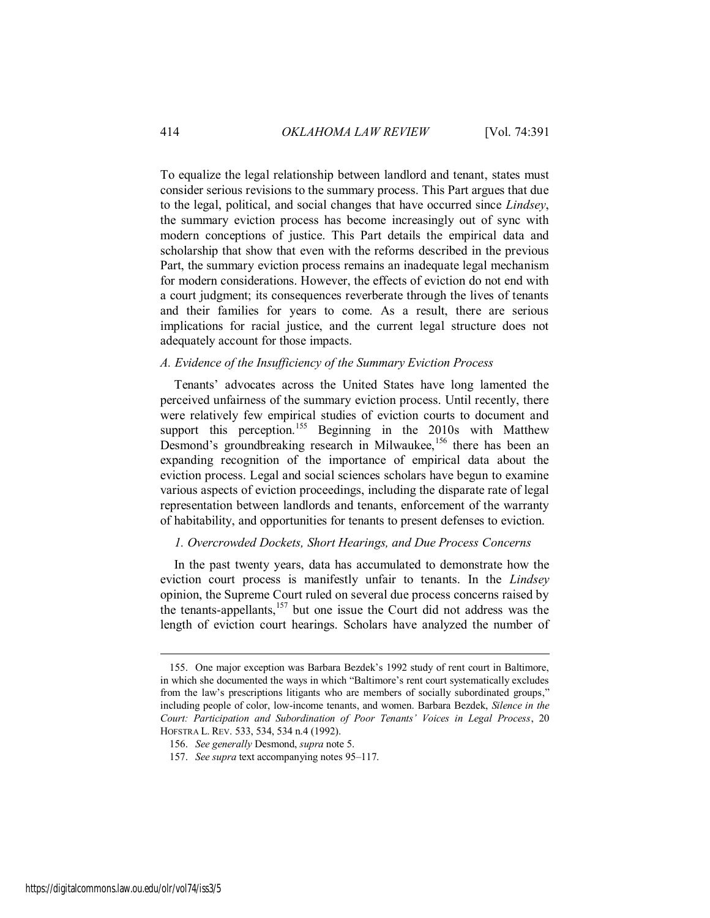To equalize the legal relationship between landlord and tenant, states must consider serious revisions to the summary process. This Part argues that due to the legal, political, and social changes that have occurred since *Lindsey*, the summary eviction process has become increasingly out of sync with modern conceptions of justice. This Part details the empirical data and scholarship that show that even with the reforms described in the previous Part, the summary eviction process remains an inadequate legal mechanism for modern considerations. However, the effects of eviction do not end with a court judgment; its consequences reverberate through the lives of tenants and their families for years to come. As a result, there are serious implications for racial justice, and the current legal structure does not adequately account for those impacts.

### *A. Evidence of the Insufficiency of the Summary Eviction Process*

Tenants' advocates across the United States have long lamented the perceived unfairness of the summary eviction process. Until recently, there were relatively few empirical studies of eviction courts to document and support this perception.[155] Beginning in the 2010s with Matthew Desmond's groundbreaking research in Milwaukee,[156] there has been an expanding recognition of the importance of empirical data about the eviction process. Legal and social sciences scholars have begun to examine various aspects of eviction proceedings, including the disparate rate of legal representation between landlords and tenants, enforcement of the warranty of habitability, and opportunities for tenants to present defenses to eviction.

#### *1. Overcrowded Dockets, Short Hearings, and Due Process Concerns*

In the past twenty years, data has accumulated to demonstrate how the eviction court process is manifestly unfair to tenants. In the *Lindsey* opinion, the Supreme Court ruled on several due process concerns raised by the tenants-appellants,[157] but one issue the Court did not address was the length of eviction court hearings. Scholars have analyzed the number of

---

155. One major exception was Barbara Bezdek's 1992 study of rent court in Baltimore, in which she documented the ways in which "Baltimore's rent court systematically excludes from the law's prescriptions litigants who are members of socially subordinated groups," including people of color, low-income tenants, and women. Barbara Bezdek, *Silence in the Court: Participation and Subordination of Poor Tenants' Voices in Legal Process*, 20 HOFSTRA L. REV. 533, 534, 534 n.4 (1992).

156. *See generally* Desmond, *supra* note 5.

157. *See supra* text accompanying notes 95–117.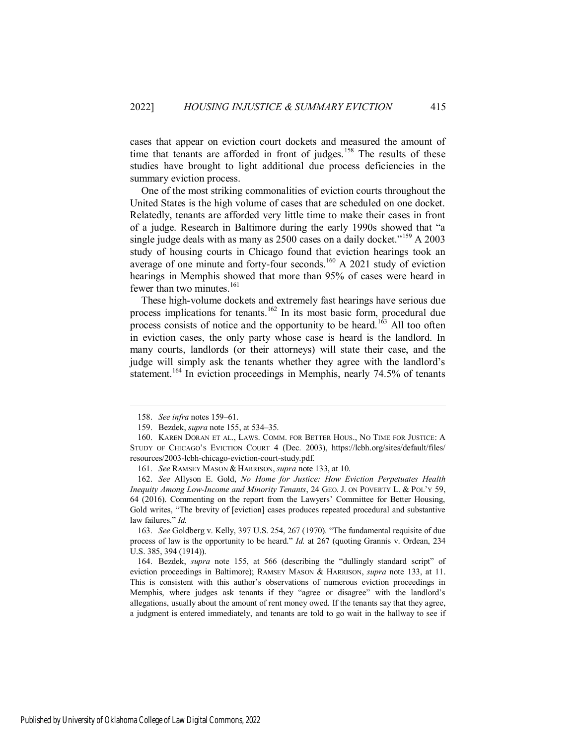cases that appear on eviction court dockets and measured the amount of time that tenants are afforded in front of judges.[158] The results of these studies have brought to light additional due process deficiencies in the summary eviction process.

One of the most striking commonalities of eviction courts throughout the United States is the high volume of cases that are scheduled on one docket. Relatedly, tenants are afforded very little time to make their cases in front of a judge. Research in Baltimore during the early 1990s showed that "a single judge deals with as many as 2500 cases on a daily docket."[159] A 2003 study of housing courts in Chicago found that eviction hearings took an average of one minute and forty-four seconds.[160] A 2021 study of eviction hearings in Memphis showed that more than 95% of cases were heard in fewer than two minutes.[161]

These high-volume dockets and extremely fast hearings have serious due process implications for tenants.[162] In its most basic form, procedural due process consists of notice and the opportunity to be heard.[163] All too often in eviction cases, the only party whose case is heard is the landlord. In many courts, landlords (or their attorneys) will state their case, and the judge will simply ask the tenants whether they agree with the landlord's statement.[164] In eviction proceedings in Memphis, nearly 74.5% of tenants

---

158. *See infra* notes 159–61.

159. Bezdek, *supra* note 155, at 534–35.

160. KAREN DORAN ET AL., LAWS. COMM. FOR BETTER HOUS., NO TIME FOR JUSTICE: A STUDY OF CHICAGO'S EVICTION COURT 4 (Dec. 2003), https://lcbh.org/sites/default/files/resources/2003-lcbh-chicago-eviction-court-study.pdf.

161. *See* RAMSEY MASON & HARRISON, *supra* note 133, at 10.

162. *See* Allyson E. Gold, *No Home for Justice: How Eviction Perpetuates Health Inequity Among Low-Income and Minority Tenants*, 24 GEO. J. ON POVERTY L. & POL'Y 59, 64 (2016). Commenting on the report from the Lawyers' Committee for Better Housing, Gold writes, "The brevity of [eviction] cases produces repeated procedural and substantive law failures." *Id.*

163. *See* Goldberg v. Kelly, 397 U.S. 254, 267 (1970). "The fundamental requisite of due process of law is the opportunity to be heard." *Id.* at 267 (quoting Grannis v. Ordean, 234 U.S. 385, 394 (1914)).

164. Bezdek, *supra* note 155, at 566 (describing the "dullingly standard script" of eviction proceedings in Baltimore); RAMSEY MASON & HARRISON, *supra* note 133, at 11. This is consistent with this author's observations of numerous eviction proceedings in Memphis, where judges ask tenants if they "agree or disagree" with the landlord's allegations, usually about the amount of rent money owed. If the tenants say that they agree, a judgment is entered immediately, and tenants are told to go wait in the hallway to see if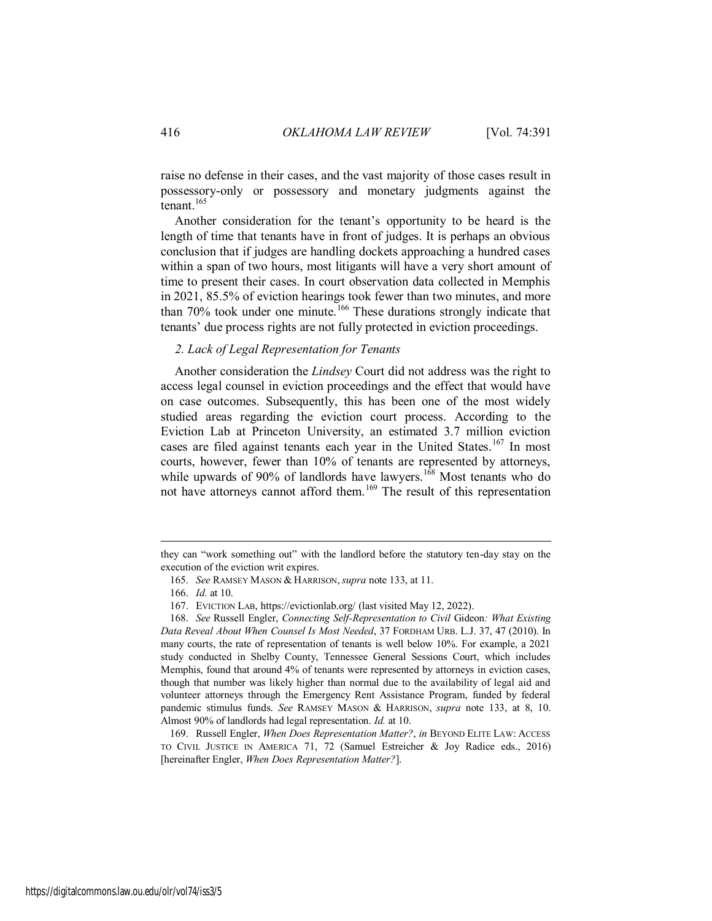raise no defense in their cases, and the vast majority of those cases result in possessory-only or possessory and monetary judgments against the tenant.[165]

Another consideration for the tenant's opportunity to be heard is the length of time that tenants have in front of judges. It is perhaps an obvious conclusion that if judges are handling dockets approaching a hundred cases within a span of two hours, most litigants will have a very short amount of time to present their cases. In court observation data collected in Memphis in 2021, 85.5% of eviction hearings took fewer than two minutes, and more than 70% took under one minute.[166] These durations strongly indicate that tenants' due process rights are not fully protected in eviction proceedings.

### *2. Lack of Legal Representation for Tenants*

Another consideration the *Lindsey* Court did not address was the right to access legal counsel in eviction proceedings and the effect that would have on case outcomes. Subsequently, this has been one of the most widely studied areas regarding the eviction court process. According to the Eviction Lab at Princeton University, an estimated 3.7 million eviction cases are filed against tenants each year in the United States.[167] In most courts, however, fewer than 10% of tenants are represented by attorneys, while upwards of 90% of landlords have lawyers.[168] Most tenants who do not have attorneys cannot afford them.[169] The result of this representation

---

they can "work something out" with the landlord before the statutory ten-day stay on the execution of the eviction writ expires.

165. *See* RAMSEY MASON & HARRISON, *supra* note 133, at 11.

166. *Id.* at 10.

167. EVICTION LAB, https://evictionlab.org/ (last visited May 12, 2022).

168. *See* Russell Engler, *Connecting Self-Representation to Civil* Gideon*: What Existing Data Reveal About When Counsel Is Most Needed*, 37 FORDHAM URB. L.J. 37, 47 (2010). In many courts, the rate of representation of tenants is well below 10%. For example, a 2021 study conducted in Shelby County, Tennessee General Sessions Court, which includes Memphis, found that around 4% of tenants were represented by attorneys in eviction cases, though that number was likely higher than normal due to the availability of legal aid and volunteer attorneys through the Emergency Rent Assistance Program, funded by federal pandemic stimulus funds. *See* RAMSEY MASON & HARRISON, *supra* note 133, at 8, 10. Almost 90% of landlords had legal representation. *Id.* at 10.

169. Russell Engler, *When Does Representation Matter?*, *in* BEYOND ELITE LAW: ACCESS TO CIVIL JUSTICE IN AMERICA 71, 72 (Samuel Estreicher & Joy Radice eds., 2016) [hereinafter Engler, *When Does Representation Matter?*].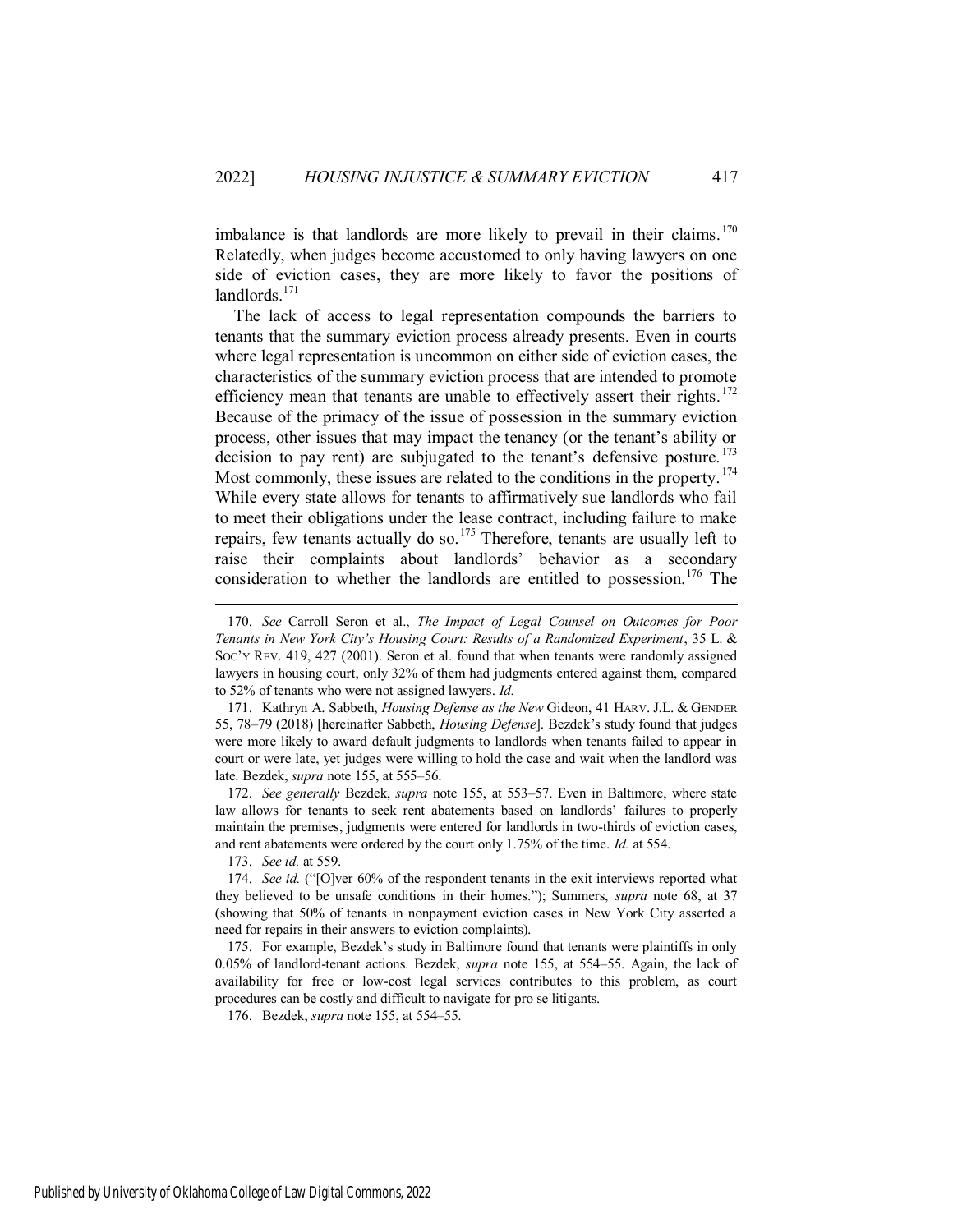imbalance is that landlords are more likely to prevail in their claims.[170] Relatedly, when judges become accustomed to only having lawyers on one side of eviction cases, they are more likely to favor the positions of landlords.[171]

The lack of access to legal representation compounds the barriers to tenants that the summary eviction process already presents. Even in courts where legal representation is uncommon on either side of eviction cases, the characteristics of the summary eviction process that are intended to promote efficiency mean that tenants are unable to effectively assert their rights.[172] Because of the primacy of the issue of possession in the summary eviction process, other issues that may impact the tenancy (or the tenant's ability or decision to pay rent) are subjugated to the tenant's defensive posture.[173] Most commonly, these issues are related to the conditions in the property.[174] While every state allows for tenants to affirmatively sue landlords who fail to meet their obligations under the lease contract, including failure to make repairs, few tenants actually do so.[175] Therefore, tenants are usually left to raise their complaints about landlords' behavior as a secondary consideration to whether the landlords are entitled to possession.[176] The

---

170. *See* Carroll Seron et al., *The Impact of Legal Counsel on Outcomes for Poor Tenants in New York City's Housing Court: Results of a Randomized Experiment*, 35 L. & SOC'Y REV. 419, 427 (2001). Seron et al. found that when tenants were randomly assigned lawyers in housing court, only 32% of them had judgments entered against them, compared to 52% of tenants who were not assigned lawyers. *Id.*

171. Kathryn A. Sabbeth, *Housing Defense as the New* Gideon, 41 HARV. J.L. & GENDER 55, 78–79 (2018) [hereinafter Sabbeth, *Housing Defense*]. Bezdek's study found that judges were more likely to award default judgments to landlords when tenants failed to appear in court or were late, yet judges were willing to hold the case and wait when the landlord was late. Bezdek, *supra* note 155, at 555–56.

172. *See generally* Bezdek, *supra* note 155, at 553–57. Even in Baltimore, where state law allows for tenants to seek rent abatements based on landlords' failures to properly maintain the premises, judgments were entered for landlords in two-thirds of eviction cases, and rent abatements were ordered by the court only 1.75% of the time. *Id.* at 554.

173. *See id.* at 559.

174. *See id.* ("[O]ver 60% of the respondent tenants in the exit interviews reported what they believed to be unsafe conditions in their homes."); Summers, *supra* note 68, at 37 (showing that 50% of tenants in nonpayment eviction cases in New York City asserted a need for repairs in their answers to eviction complaints).

175. For example, Bezdek's study in Baltimore found that tenants were plaintiffs in only 0.05% of landlord-tenant actions. Bezdek, *supra* note 155, at 554–55. Again, the lack of availability for free or low-cost legal services contributes to this problem, as court procedures can be costly and difficult to navigate for pro se litigants.

176. Bezdek, *supra* note 155, at 554–55.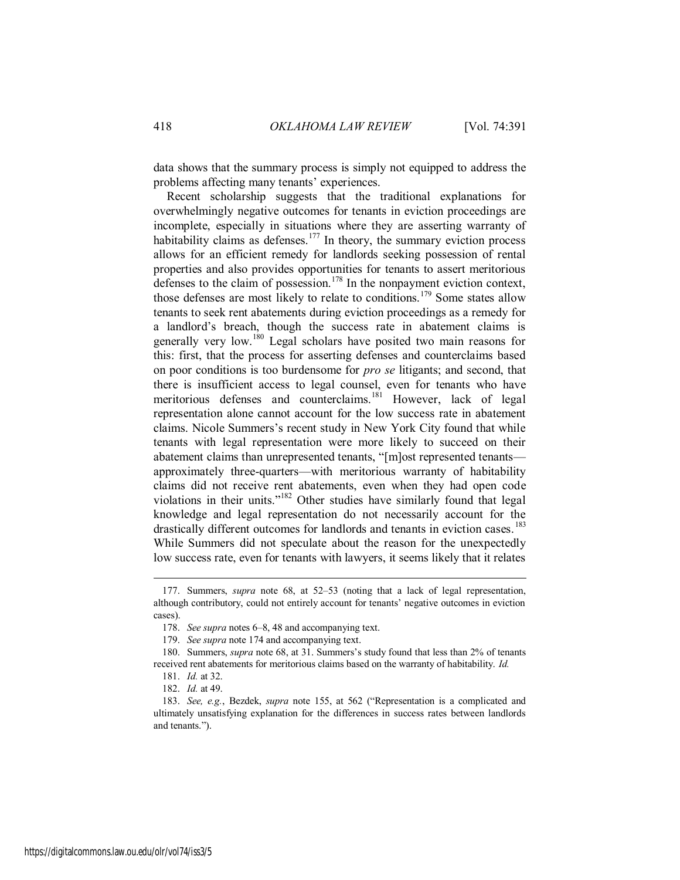data shows that the summary process is simply not equipped to address the problems affecting many tenants' experiences.

Recent scholarship suggests that the traditional explanations for overwhelmingly negative outcomes for tenants in eviction proceedings are incomplete, especially in situations where they are asserting warranty of habitability claims as defenses.[177] In theory, the summary eviction process allows for an efficient remedy for landlords seeking possession of rental properties and also provides opportunities for tenants to assert meritorious defenses to the claim of possession.[178] In the nonpayment eviction context, those defenses are most likely to relate to conditions.[179] Some states allow tenants to seek rent abatements during eviction proceedings as a remedy for a landlord's breach, though the success rate in abatement claims is generally very low.[180] Legal scholars have posited two main reasons for this: first, that the process for asserting defenses and counterclaims based on poor conditions is too burdensome for *pro se* litigants; and second, that there is insufficient access to legal counsel, even for tenants who have meritorious defenses and counterclaims.[181] However, lack of legal representation alone cannot account for the low success rate in abatement claims. Nicole Summers's recent study in New York City found that while tenants with legal representation were more likely to succeed on their abatement claims than unrepresented tenants, "[m]ost represented tenants—approximately three-quarters—with meritorious warranty of habitability claims did not receive rent abatements, even when they had open code violations in their units."[182] Other studies have similarly found that legal knowledge and legal representation do not necessarily account for the drastically different outcomes for landlords and tenants in eviction cases.[183] While Summers did not speculate about the reason for the unexpectedly low success rate, even for tenants with lawyers, it seems likely that it relates

---

177. Summers, *supra* note 68, at 52–53 (noting that a lack of legal representation, although contributory, could not entirely account for tenants' negative outcomes in eviction cases).

178. *See supra* notes 6–8, 48 and accompanying text.

179. *See supra* note 174 and accompanying text.

180. Summers, *supra* note 68, at 31. Summers's study found that less than 2% of tenants received rent abatements for meritorious claims based on the warranty of habitability. *Id.*

181. *Id.* at 32.

182. *Id.* at 49.

183. *See, e.g.*, Bezdek, *supra* note 155, at 562 ("Representation is a complicated and ultimately unsatisfying explanation for the differences in success rates between landlords and tenants.").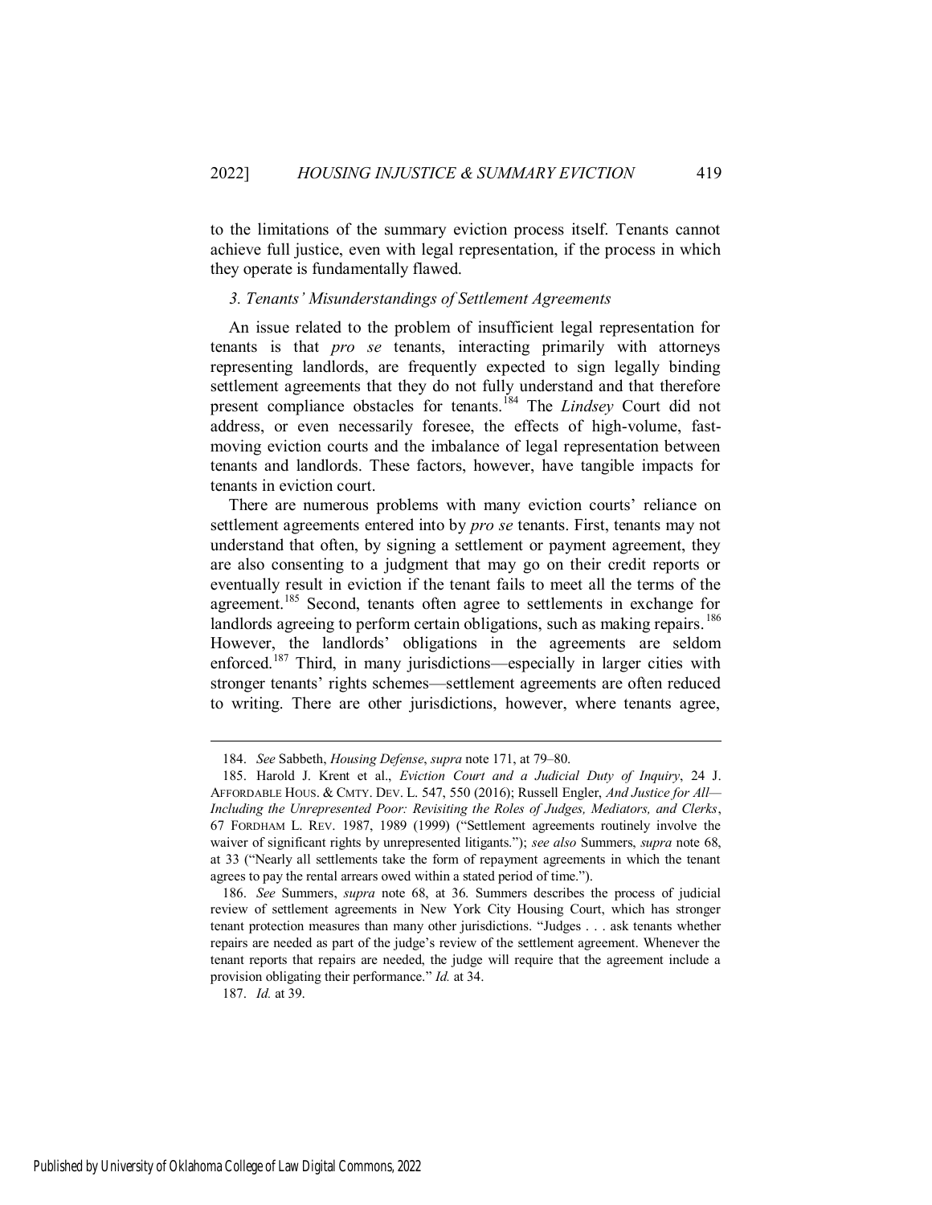to the limitations of the summary eviction process itself. Tenants cannot achieve full justice, even with legal representation, if the process in which they operate is fundamentally flawed.

### *3. Tenants' Misunderstandings of Settlement Agreements*

An issue related to the problem of insufficient legal representation for tenants is that *pro se* tenants, interacting primarily with attorneys representing landlords, are frequently expected to sign legally binding settlement agreements that they do not fully understand and that therefore present compliance obstacles for tenants.[184] The *Lindsey* Court did not address, or even necessarily foresee, the effects of high-volume, fast-moving eviction courts and the imbalance of legal representation between tenants and landlords. These factors, however, have tangible impacts for tenants in eviction court.

There are numerous problems with many eviction courts' reliance on settlement agreements entered into by *pro se* tenants. First, tenants may not understand that often, by signing a settlement or payment agreement, they are also consenting to a judgment that may go on their credit reports or eventually result in eviction if the tenant fails to meet all the terms of the agreement.[185] Second, tenants often agree to settlements in exchange for landlords agreeing to perform certain obligations, such as making repairs.[186] However, the landlords' obligations in the agreements are seldom enforced.[187] Third, in many jurisdictions—especially in larger cities with stronger tenants' rights schemes—settlement agreements are often reduced to writing. There are other jurisdictions, however, where tenants agree,

---

184. *See* Sabbeth, *Housing Defense*, *supra* note 171, at 79–80.

185. Harold J. Krent et al., *Eviction Court and a Judicial Duty of Inquiry*, 24 J. AFFORDABLE HOUS. & CMTY. DEV. L. 547, 550 (2016); Russell Engler, *And Justice for All—Including the Unrepresented Poor: Revisiting the Roles of Judges, Mediators, and Clerks*, 67 FORDHAM L. REV. 1987, 1989 (1999) ("Settlement agreements routinely involve the waiver of significant rights by unrepresented litigants."); *see also* Summers, *supra* note 68, at 33 ("Nearly all settlements take the form of repayment agreements in which the tenant agrees to pay the rental arrears owed within a stated period of time.").

186. *See* Summers, *supra* note 68, at 36. Summers describes the process of judicial review of settlement agreements in New York City Housing Court, which has stronger tenant protection measures than many other jurisdictions. "Judges . . . ask tenants whether repairs are needed as part of the judge's review of the settlement agreement. Whenever the tenant reports that repairs are needed, the judge will require that the agreement include a provision obligating their performance." *Id.* at 34.

187. *Id.* at 39.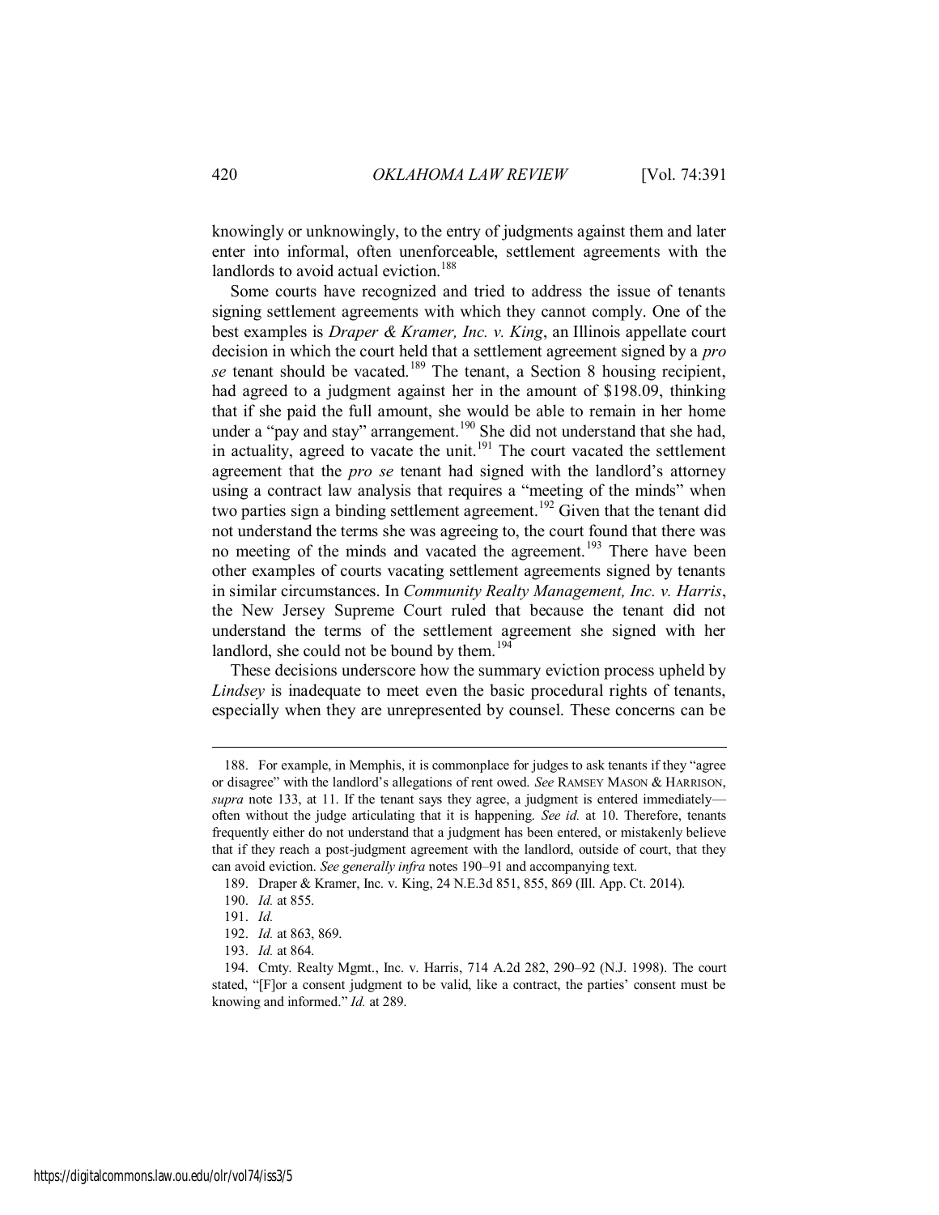knowingly or unknowingly, to the entry of judgments against them and later enter into informal, often unenforceable, settlement agreements with the landlords to avoid actual eviction.[188]

Some courts have recognized and tried to address the issue of tenants signing settlement agreements with which they cannot comply. One of the best examples is *Draper & Kramer, Inc. v. King*, an Illinois appellate court decision in which the court held that a settlement agreement signed by a *pro se* tenant should be vacated.[189] The tenant, a Section 8 housing recipient, had agreed to a judgment against her in the amount of $198.09, thinking that if she paid the full amount, she would be able to remain in her home under a "pay and stay" arrangement.[190] She did not understand that she had, in actuality, agreed to vacate the unit.[191] The court vacated the settlement agreement that the *pro se* tenant had signed with the landlord's attorney using a contract law analysis that requires a "meeting of the minds" when two parties sign a binding settlement agreement.[192] Given that the tenant did not understand the terms she was agreeing to, the court found that there was no meeting of the minds and vacated the agreement.[193] There have been other examples of courts vacating settlement agreements signed by tenants in similar circumstances. In *Community Realty Management, Inc. v. Harris*, the New Jersey Supreme Court ruled that because the tenant did not understand the terms of the settlement agreement she signed with her landlord, she could not be bound by them.[194]

These decisions underscore how the summary eviction process upheld by *Lindsey* is inadequate to meet even the basic procedural rights of tenants, especially when they are unrepresented by counsel. These concerns can be

---

188. For example, in Memphis, it is commonplace for judges to ask tenants if they "agree or disagree" with the landlord's allegations of rent owed. *See* RAMSEY MASON & HARRISON, *supra* note 133, at 11. If the tenant says they agree, a judgment is entered immediately—often without the judge articulating that it is happening. *See id.* at 10. Therefore, tenants frequently either do not understand that a judgment has been entered, or mistakenly believe that if they reach a post-judgment agreement with the landlord, outside of court, that they can avoid eviction. *See generally infra* notes 190–91 and accompanying text.

189. Draper & Kramer, Inc. v. King, 24 N.E.3d 851, 855, 869 (Ill. App. Ct. 2014).

190. *Id.* at 855.

191. *Id.*

192. *Id.* at 863, 869.

193. *Id.* at 864.

194. Cmty. Realty Mgmt., Inc. v. Harris, 714 A.2d 282, 290–92 (N.J. 1998). The court stated, "[F]or a consent judgment to be valid, like a contract, the parties' consent must be knowing and informed." *Id.* at 289.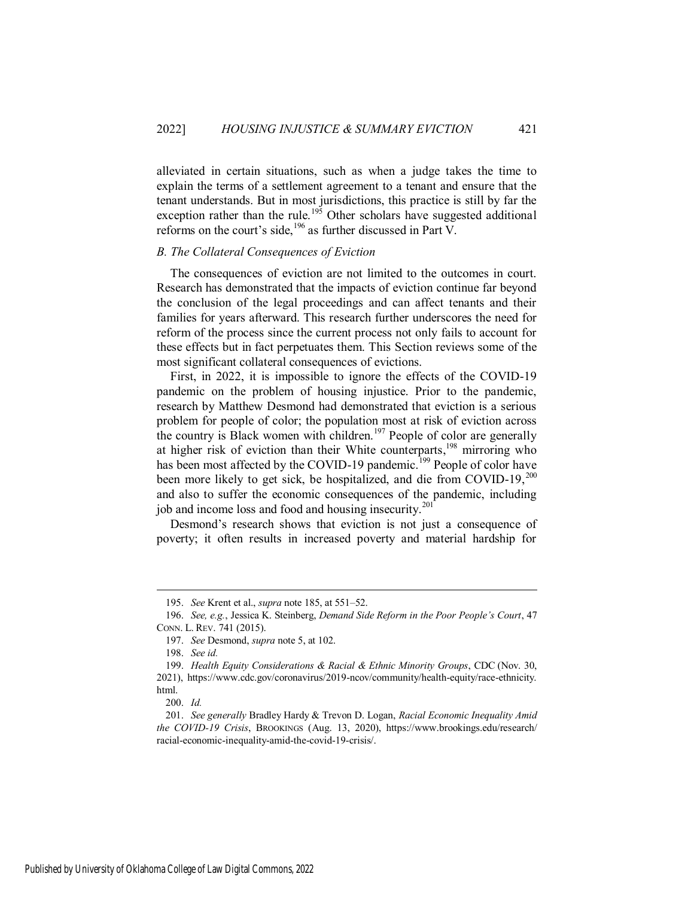alleviated in certain situations, such as when a judge takes the time to explain the terms of a settlement agreement to a tenant and ensure that the tenant understands. But in most jurisdictions, this practice is still by far the exception rather than the rule.[195] Other scholars have suggested additional reforms on the court's side,[196] as further discussed in Part V.

### *B. The Collateral Consequences of Eviction*

The consequences of eviction are not limited to the outcomes in court. Research has demonstrated that the impacts of eviction continue far beyond the conclusion of the legal proceedings and can affect tenants and their families for years afterward. This research further underscores the need for reform of the process since the current process not only fails to account for these effects but in fact perpetuates them. This Section reviews some of the most significant collateral consequences of evictions.

First, in 2022, it is impossible to ignore the effects of the COVID-19 pandemic on the problem of housing injustice. Prior to the pandemic, research by Matthew Desmond had demonstrated that eviction is a serious problem for people of color; the population most at risk of eviction across the country is Black women with children.[197] People of color are generally at higher risk of eviction than their White counterparts,[198] mirroring who has been most affected by the COVID-19 pandemic.[199] People of color have been more likely to get sick, be hospitalized, and die from COVID-19,[200] and also to suffer the economic consequences of the pandemic, including job and income loss and food and housing insecurity.[201]

Desmond's research shows that eviction is not just a consequence of poverty; it often results in increased poverty and material hardship for

---

195. *See* Krent et al., *supra* note 185, at 551–52.

196. *See, e.g.*, Jessica K. Steinberg, *Demand Side Reform in the Poor People's Court*, 47 CONN. L. REV. 741 (2015).

197. *See* Desmond, *supra* note 5, at 102.

198. *See id.*

199. *Health Equity Considerations & Racial & Ethnic Minority Groups*, CDC (Nov. 30, 2021), https://www.cdc.gov/coronavirus/2019-ncov/community/health-equity/race-ethnicity.html.

200. *Id.*

201. *See generally* Bradley Hardy & Trevon D. Logan, *Racial Economic Inequality Amid the COVID-19 Crisis*, BROOKINGS (Aug. 13, 2020), https://www.brookings.edu/research/racial-economic-inequality-amid-the-covid-19-crisis/.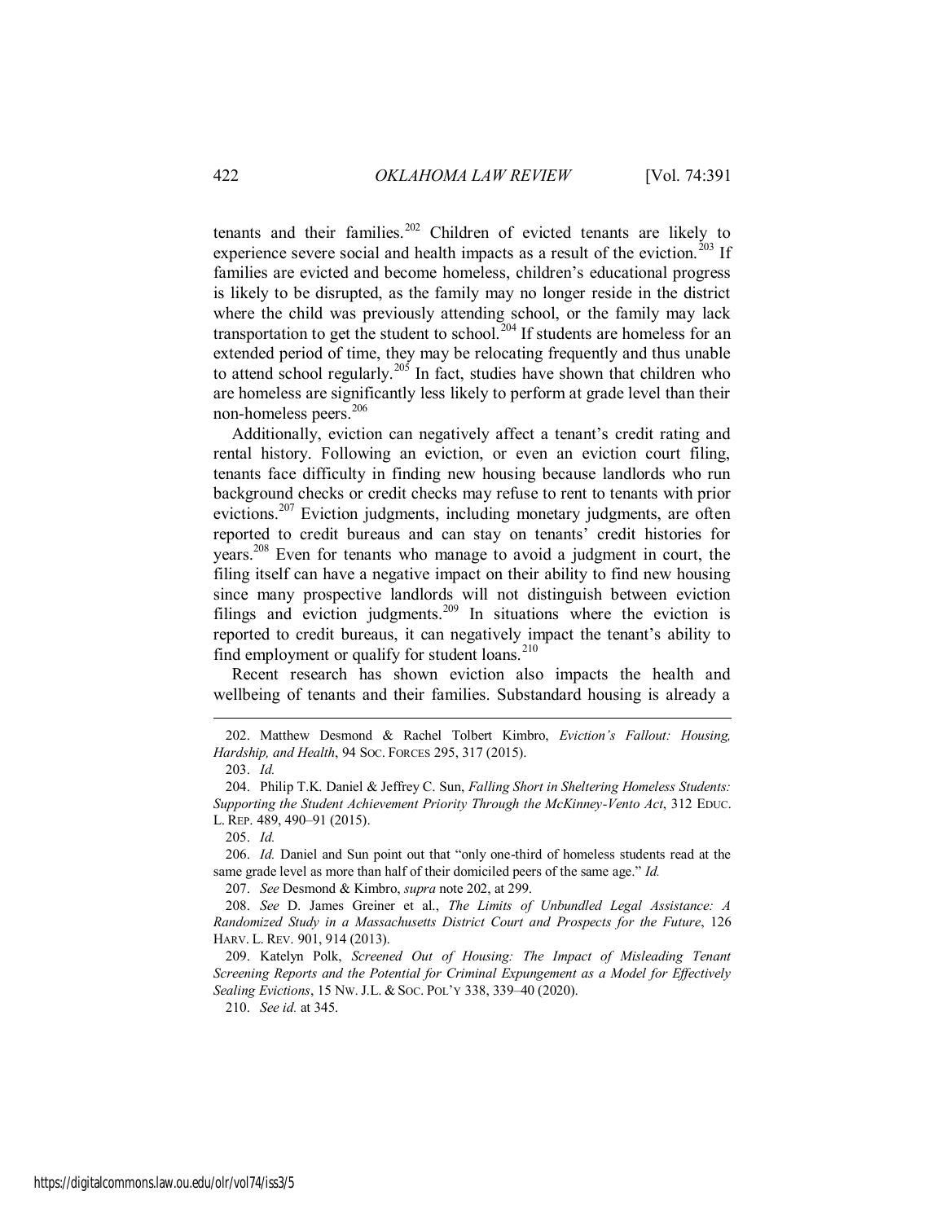tenants and their families.[202] Children of evicted tenants are likely to experience severe social and health impacts as a result of the eviction.[203] If families are evicted and become homeless, children's educational progress is likely to be disrupted, as the family may no longer reside in the district where the child was previously attending school, or the family may lack transportation to get the student to school.[204] If students are homeless for an extended period of time, they may be relocating frequently and thus unable to attend school regularly.[205] In fact, studies have shown that children who are homeless are significantly less likely to perform at grade level than their non-homeless peers.[206]

Additionally, eviction can negatively affect a tenant's credit rating and rental history. Following an eviction, or even an eviction court filing, tenants face difficulty in finding new housing because landlords who run background checks or credit checks may refuse to rent to tenants with prior evictions.[207] Eviction judgments, including monetary judgments, are often reported to credit bureaus and can stay on tenants' credit histories for years.[208] Even for tenants who manage to avoid a judgment in court, the filing itself can have a negative impact on their ability to find new housing since many prospective landlords will not distinguish between eviction filings and eviction judgments.[209] In situations where the eviction is reported to credit bureaus, it can negatively impact the tenant's ability to find employment or qualify for student loans.[210]

Recent research has shown eviction also impacts the health and wellbeing of tenants and their families. Substandard housing is already a

---

202. Matthew Desmond & Rachel Tolbert Kimbro, *Eviction's Fallout: Housing, Hardship, and Health*, 94 SOC. FORCES 295, 317 (2015).

203. *Id.*

204. Philip T.K. Daniel & Jeffrey C. Sun, *Falling Short in Sheltering Homeless Students: Supporting the Student Achievement Priority Through the McKinney-Vento Act*, 312 EDUC. L. REP. 489, 490–91 (2015).

205. *Id.*

206. *Id.* Daniel and Sun point out that "only one-third of homeless students read at the same grade level as more than half of their domiciled peers of the same age." *Id.*

207. *See* Desmond & Kimbro, *supra* note 202, at 299.

208. *See* D. James Greiner et al., *The Limits of Unbundled Legal Assistance: A Randomized Study in a Massachusetts District Court and Prospects for the Future*, 126 HARV. L. REV. 901, 914 (2013).

209. Katelyn Polk, *Screened Out of Housing: The Impact of Misleading Tenant Screening Reports and the Potential for Criminal Expungement as a Model for Effectively Sealing Evictions*, 15 NW. J.L. & SOC. POL'Y 338, 339–40 (2020).

210. *See id.* at 345.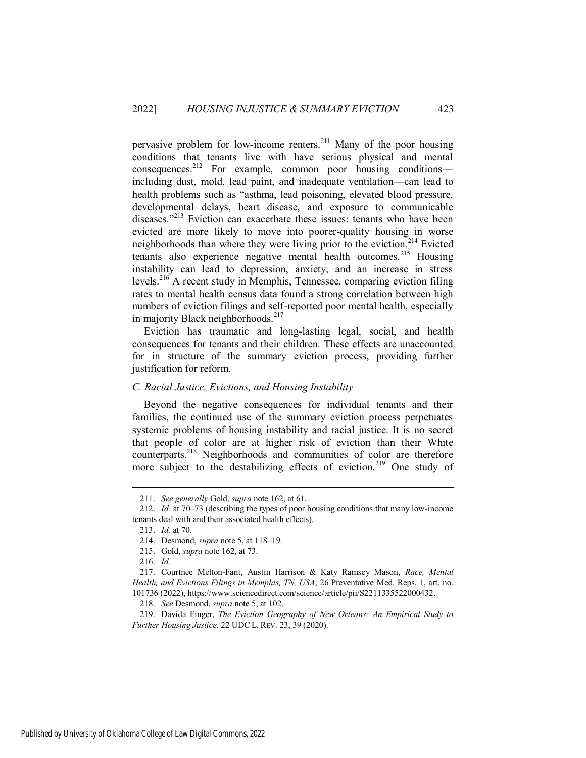pervasive problem for low-income renters.[211] Many of the poor housing conditions that tenants live with have serious physical and mental consequences.[212] For example, common poor housing conditions—including dust, mold, lead paint, and inadequate ventilation—can lead to health problems such as "asthma, lead poisoning, elevated blood pressure, developmental delays, heart disease, and exposure to communicable diseases."[213] Eviction can exacerbate these issues: tenants who have been evicted are more likely to move into poorer-quality housing in worse neighborhoods than where they were living prior to the eviction.[214] Evicted tenants also experience negative mental health outcomes.[215] Housing instability can lead to depression, anxiety, and an increase in stress levels.[216] A recent study in Memphis, Tennessee, comparing eviction filing rates to mental health census data found a strong correlation between high numbers of eviction filings and self-reported poor mental health, especially in majority Black neighborhoods.[217]

Eviction has traumatic and long-lasting legal, social, and health consequences for tenants and their children. These effects are unaccounted for in structure of the summary eviction process, providing further justification for reform.

### *C. Racial Justice, Evictions, and Housing Instability*

Beyond the negative consequences for individual tenants and their families, the continued use of the summary eviction process perpetuates systemic problems of housing instability and racial justice. It is no secret that people of color are at higher risk of eviction than their White counterparts.[218] Neighborhoods and communities of color are therefore more subject to the destabilizing effects of eviction.[219] One study of

---

211. *See generally* Gold, *supra* note 162, at 61.

212. *Id.* at 70–73 (describing the types of poor housing conditions that many low-income tenants deal with and their associated health effects).

213. *Id.* at 70.

214. Desmond, *supra* note 5, at 118–19.

215. Gold, *supra* note 162, at 73.

216. *Id.*

217. Courtnee Melton-Fant, Austin Harrison & Katy Ramsey Mason, *Race, Mental Health, and Evictions Filings in Memphis, TN, USA*, 26 Preventative Med. Reps. 1, art. no. 101736 (2022), https://www.sciencedirect.com/science/article/pii/S2211335522000432.

218. *See* Desmond, *supra* note 5, at 102.

219. Davida Finger, *The Eviction Geography of New Orleans: An Empirical Study to Further Housing Justice*, 22 UDC L. REV. 23, 39 (2020).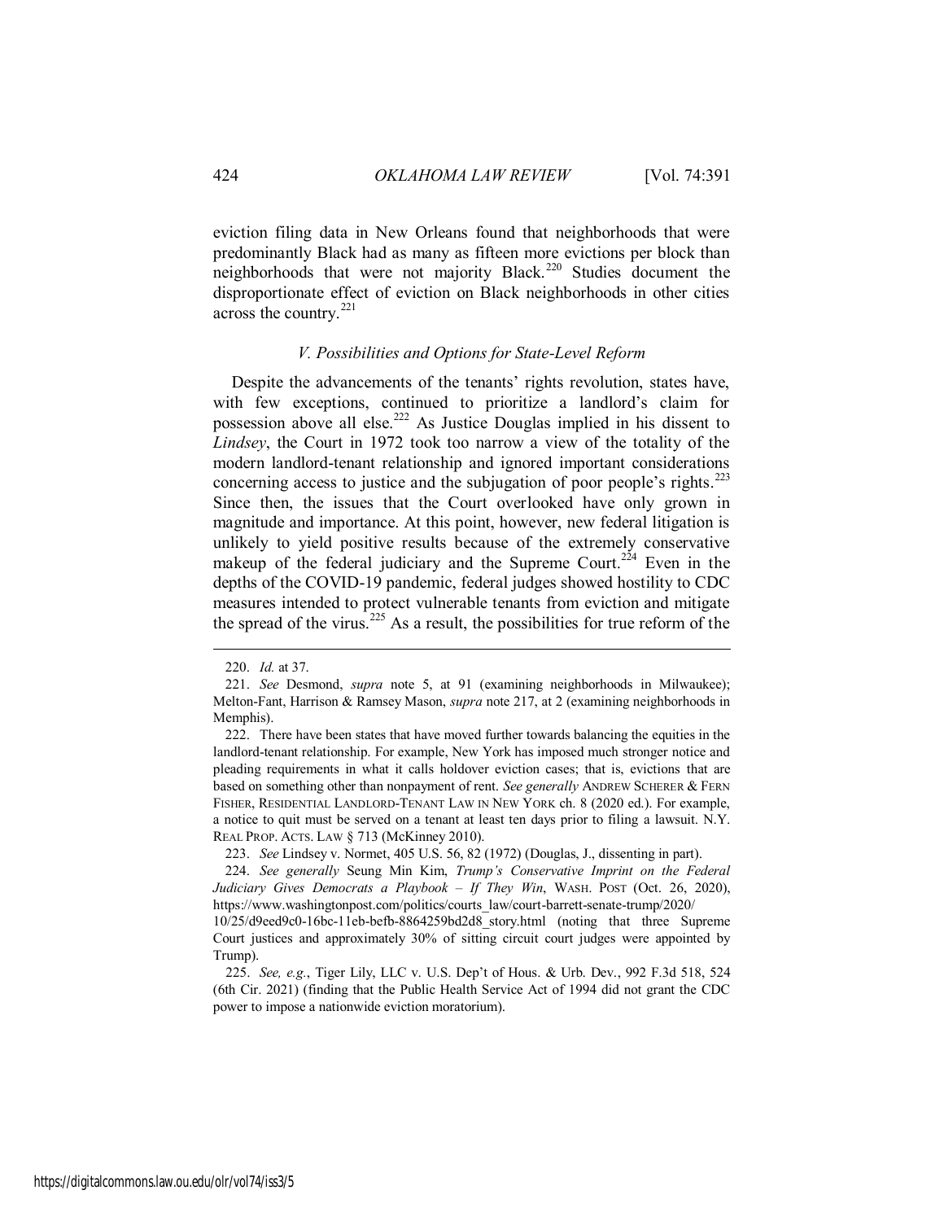eviction filing data in New Orleans found that neighborhoods that were predominantly Black had as many as fifteen more evictions per block than neighborhoods that were not majority Black.[220] Studies document the disproportionate effect of eviction on Black neighborhoods in other cities across the country.[221]

### *V. Possibilities and Options for State-Level Reform*

Despite the advancements of the tenants' rights revolution, states have, with few exceptions, continued to prioritize a landlord's claim for possession above all else.[222] As Justice Douglas implied in his dissent to *Lindsey*, the Court in 1972 took too narrow a view of the totality of the modern landlord-tenant relationship and ignored important considerations concerning access to justice and the subjugation of poor people's rights.[223] Since then, the issues that the Court overlooked have only grown in magnitude and importance. At this point, however, new federal litigation is unlikely to yield positive results because of the extremely conservative makeup of the federal judiciary and the Supreme Court.[224] Even in the depths of the COVID-19 pandemic, federal judges showed hostility to CDC measures intended to protect vulnerable tenants from eviction and mitigate the spread of the virus.[225] As a result, the possibilities for true reform of the

---

220. *Id.* at 37.

221. *See* Desmond, *supra* note 5, at 91 (examining neighborhoods in Milwaukee); Melton-Fant, Harrison & Ramsey Mason, *supra* note 217, at 2 (examining neighborhoods in Memphis).

222. There have been states that have moved further towards balancing the equities in the landlord-tenant relationship. For example, New York has imposed much stronger notice and pleading requirements in what it calls holdover eviction cases; that is, evictions that are based on something other than nonpayment of rent. *See generally* ANDREW SCHERER & FERN FISHER, RESIDENTIAL LANDLORD-TENANT LAW IN NEW YORK ch. 8 (2020 ed.). For example, a notice to quit must be served on a tenant at least ten days prior to filing a lawsuit. N.Y. REAL PROP. ACTS. LAW § 713 (McKinney 2010).

223. *See* Lindsey v. Normet, 405 U.S. 56, 82 (1972) (Douglas, J., dissenting in part).

224. *See generally* Seung Min Kim, *Trump's Conservative Imprint on the Federal Judiciary Gives Democrats a Playbook – If They Win*, WASH. POST (Oct. 26, 2020), https://www.washingtonpost.com/politics/courts_law/court-barrett-senate-trump/2020/10/25/d9eed9c0-16bc-11eb-befb-8864259bd2d8_story.html (noting that three Supreme Court justices and approximately 30% of sitting circuit court judges were appointed by Trump).

225. *See, e.g.*, Tiger Lily, LLC v. U.S. Dep't of Hous. & Urb. Dev., 992 F.3d 518, 524 (6th Cir. 2021) (finding that the Public Health Service Act of 1994 did not grant the CDC power to impose a nationwide eviction moratorium).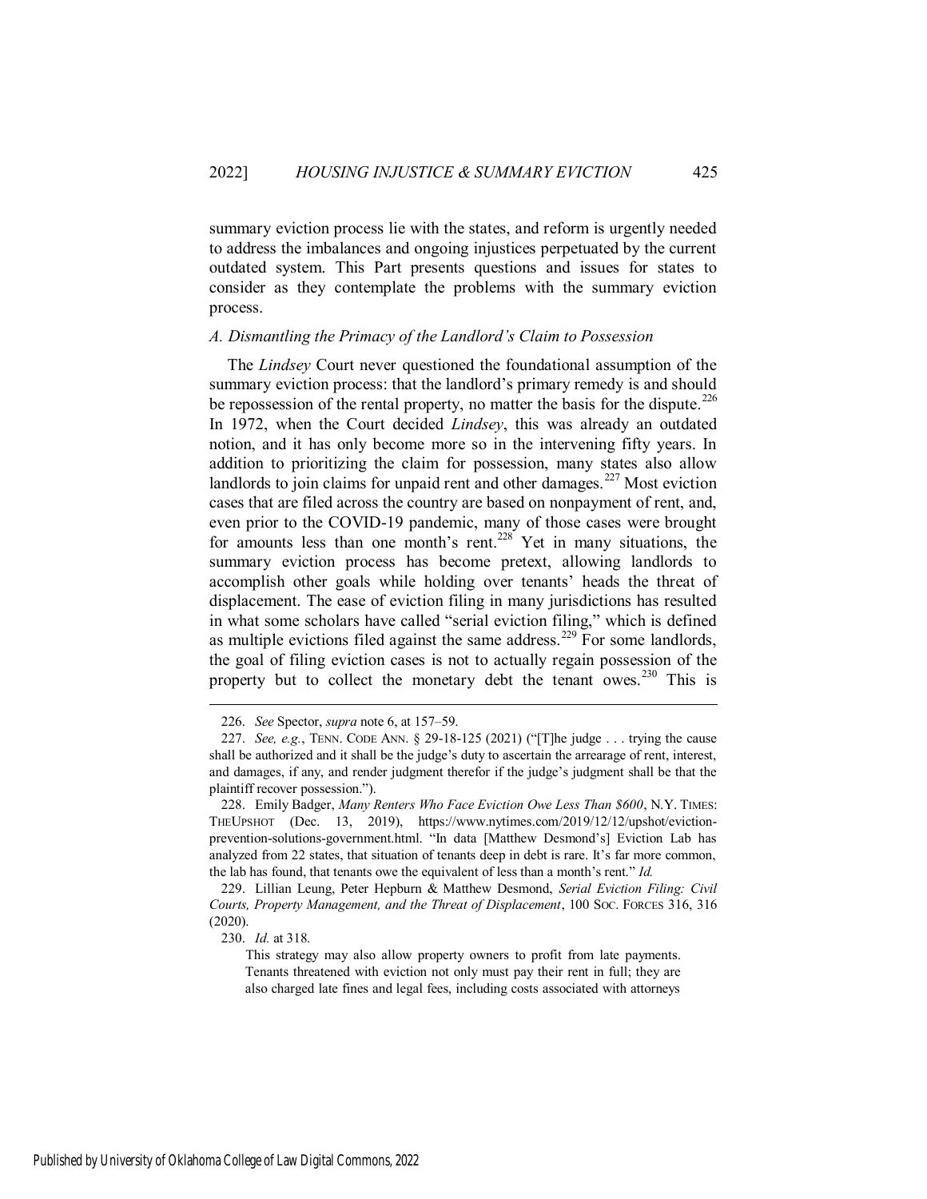summary eviction process lie with the states, and reform is urgently needed to address the imbalances and ongoing injustices perpetuated by the current outdated system. This Part presents questions and issues for states to consider as they contemplate the problems with the summary eviction process.

### *A. Dismantling the Primacy of the Landlord's Claim to Possession*

The *Lindsey* Court never questioned the foundational assumption of the summary eviction process: that the landlord's primary remedy is and should be repossession of the rental property, no matter the basis for the dispute.[226] In 1972, when the Court decided *Lindsey*, this was already an outdated notion, and it has only become more so in the intervening fifty years. In addition to prioritizing the claim for possession, many states also allow landlords to join claims for unpaid rent and other damages.[227] Most eviction cases that are filed across the country are based on nonpayment of rent, and, even prior to the COVID-19 pandemic, many of those cases were brought for amounts less than one month's rent.[228] Yet in many situations, the summary eviction process has become pretext, allowing landlords to accomplish other goals while holding over tenants' heads the threat of displacement. The ease of eviction filing in many jurisdictions has resulted in what some scholars have called "serial eviction filing," which is defined as multiple evictions filed against the same address.[229] For some landlords, the goal of filing eviction cases is not to actually regain possession of the property but to collect the monetary debt the tenant owes.[230] This is

---

226. *See* Spector, *supra* note 6, at 157–59.

227. *See, e.g.*, TENN. CODE ANN. § 29-18-125 (2021) ("[T]he judge . . . trying the cause shall be authorized and it shall be the judge's duty to ascertain the arrearage of rent, interest, and damages, if any, and render judgment therefor if the judge's judgment shall be that the plaintiff recover possession.").

228. Emily Badger, *Many Renters Who Face Eviction Owe Less Than $600*, N.Y. TIMES: THEUPSHOT (Dec. 13, 2019), https://www.nytimes.com/2019/12/12/upshot/eviction-prevention-solutions-government.html. "In data [Matthew Desmond's] Eviction Lab has analyzed from 22 states, that situation of tenants deep in debt is rare. It's far more common, the lab has found, that tenants owe the equivalent of less than a month's rent." *Id.*

229. Lillian Leung, Peter Hepburn & Matthew Desmond, *Serial Eviction Filing: Civil Courts, Property Management, and the Threat of Displacement*, 100 SOC. FORCES 316, 316 (2020).

230. *Id.* at 318.

> This strategy may also allow property owners to profit from late payments. Tenants threatened with eviction not only must pay their rent in full; they are also charged late fines and legal fees, including costs associated with attorneys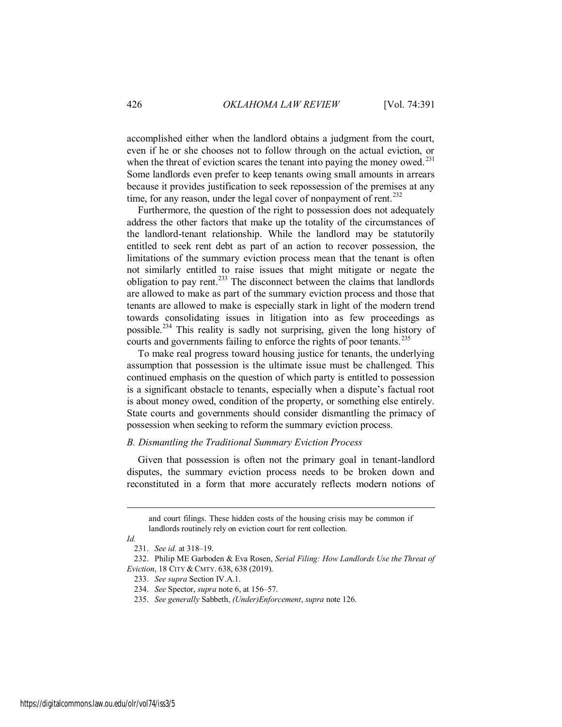accomplished either when the landlord obtains a judgment from the court, even if he or she chooses not to follow through on the actual eviction, or when the threat of eviction scares the tenant into paying the money owed.[231] Some landlords even prefer to keep tenants owing small amounts in arrears because it provides justification to seek repossession of the premises at any time, for any reason, under the legal cover of nonpayment of rent.[232]

Furthermore, the question of the right to possession does not adequately address the other factors that make up the totality of the circumstances of the landlord-tenant relationship. While the landlord may be statutorily entitled to seek rent debt as part of an action to recover possession, the limitations of the summary eviction process mean that the tenant is often not similarly entitled to raise issues that might mitigate or negate the obligation to pay rent.[233] The disconnect between the claims that landlords are allowed to make as part of the summary eviction process and those that tenants are allowed to make is especially stark in light of the modern trend towards consolidating issues in litigation into as few proceedings as possible.[234] This reality is sadly not surprising, given the long history of courts and governments failing to enforce the rights of poor tenants.[235]

To make real progress toward housing justice for tenants, the underlying assumption that possession is the ultimate issue must be challenged. This continued emphasis on the question of which party is entitled to possession is a significant obstacle to tenants, especially when a dispute's factual root is about money owed, condition of the property, or something else entirely. State courts and governments should consider dismantling the primacy of possession when seeking to reform the summary eviction process.

### *B. Dismantling the Traditional Summary Eviction Process*

Given that possession is often not the primary goal in tenant-landlord disputes, the summary eviction process needs to be broken down and reconstituted in a form that more accurately reflects modern notions of

---

and court filings. These hidden costs of the housing crisis may be common if landlords routinely rely on eviction court for rent collection.

*Id.*

231. *See id.* at 318–19.

232. Philip ME Garboden & Eva Rosen, *Serial Filing: How Landlords Use the Threat of Eviction*, 18 CITY & CMTY. 638, 638 (2019).

233. *See supra* Section IV.A.1.

234. *See* Spector, *supra* note 6, at 156–57.

235. *See generally* Sabbeth, *(Under)Enforcement*, *supra* note 126.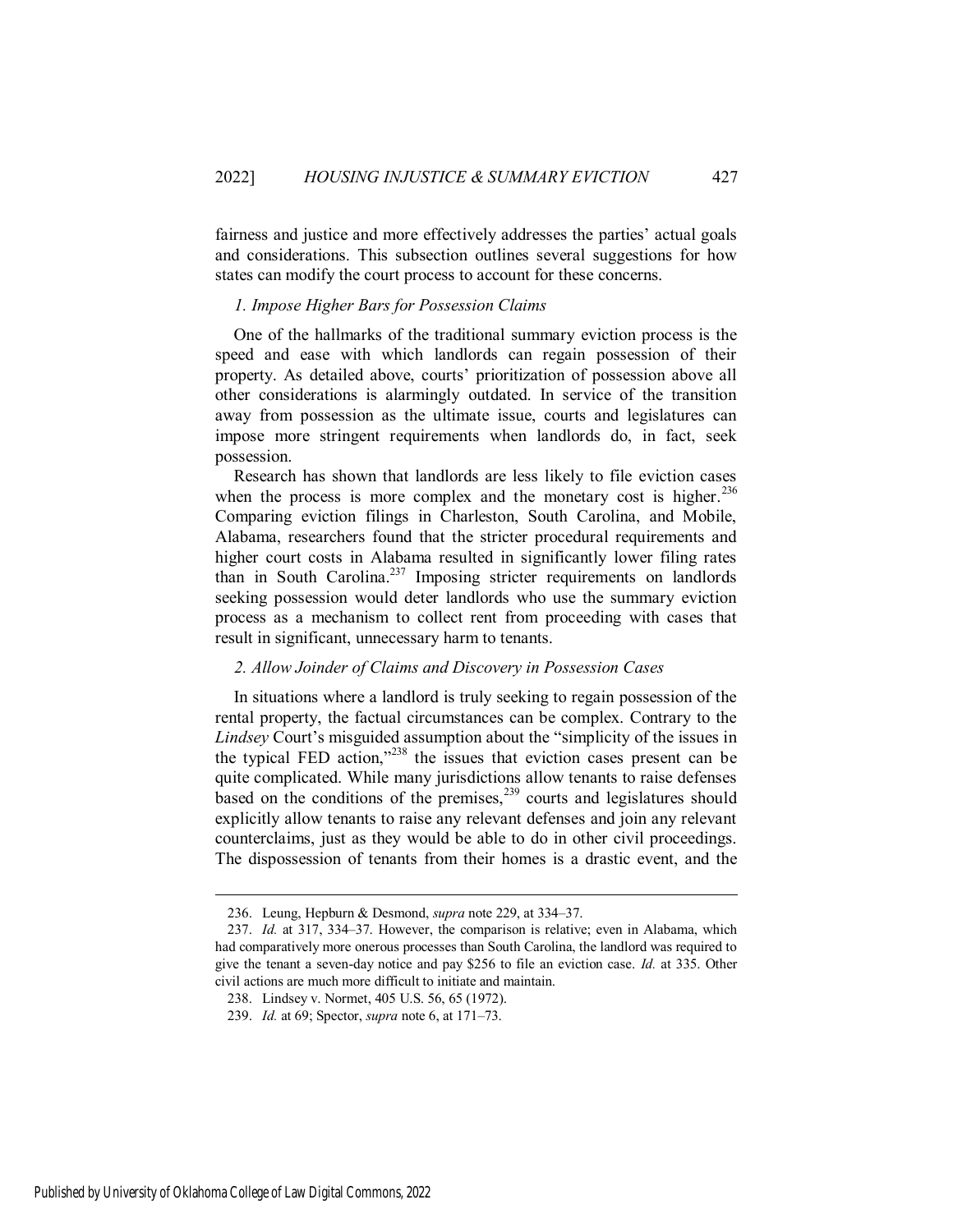fairness and justice and more effectively addresses the parties' actual goals and considerations. This subsection outlines several suggestions for how states can modify the court process to account for these concerns.

### *1. Impose Higher Bars for Possession Claims*

One of the hallmarks of the traditional summary eviction process is the speed and ease with which landlords can regain possession of their property. As detailed above, courts' prioritization of possession above all other considerations is alarmingly outdated. In service of the transition away from possession as the ultimate issue, courts and legislatures can impose more stringent requirements when landlords do, in fact, seek possession.

Research has shown that landlords are less likely to file eviction cases when the process is more complex and the monetary cost is higher.[236] Comparing eviction filings in Charleston, South Carolina, and Mobile, Alabama, researchers found that the stricter procedural requirements and higher court costs in Alabama resulted in significantly lower filing rates than in South Carolina.[237] Imposing stricter requirements on landlords seeking possession would deter landlords who use the summary eviction process as a mechanism to collect rent from proceeding with cases that result in significant, unnecessary harm to tenants.

### *2. Allow Joinder of Claims and Discovery in Possession Cases*

In situations where a landlord is truly seeking to regain possession of the rental property, the factual circumstances can be complex. Contrary to the *Lindsey* Court's misguided assumption about the "simplicity of the issues in the typical FED action,"[238] the issues that eviction cases present can be quite complicated. While many jurisdictions allow tenants to raise defenses based on the conditions of the premises,[239] courts and legislatures should explicitly allow tenants to raise any relevant defenses and join any relevant counterclaims, just as they would be able to do in other civil proceedings. The dispossession of tenants from their homes is a drastic event, and the

---

236. Leung, Hepburn & Desmond, *supra* note 229, at 334–37.

237. *Id.* at 317, 334–37. However, the comparison is relative; even in Alabama, which had comparatively more onerous processes than South Carolina, the landlord was required to give the tenant a seven-day notice and pay $256 to file an eviction case. *Id.* at 335. Other civil actions are much more difficult to initiate and maintain.

238. Lindsey v. Normet, 405 U.S. 56, 65 (1972).

239. *Id.* at 69; Spector, *supra* note 6, at 171–73.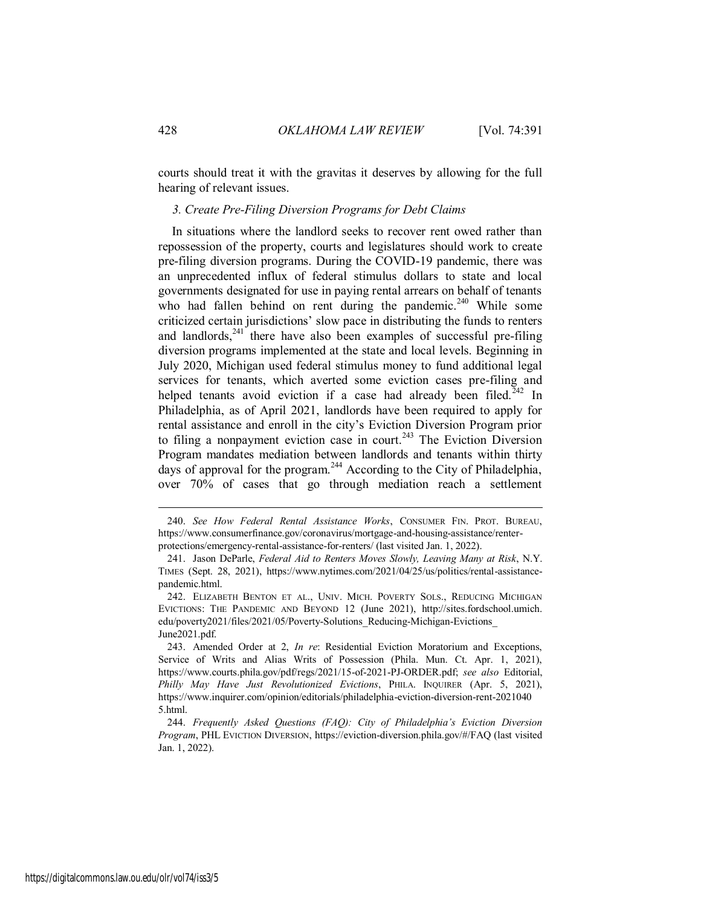courts should treat it with the gravitas it deserves by allowing for the full hearing of relevant issues.

### *3. Create Pre-Filing Diversion Programs for Debt Claims*

In situations where the landlord seeks to recover rent owed rather than repossession of the property, courts and legislatures should work to create pre-filing diversion programs. During the COVID-19 pandemic, there was an unprecedented influx of federal stimulus dollars to state and local governments designated for use in paying rental arrears on behalf of tenants who had fallen behind on rent during the pandemic.[240] While some criticized certain jurisdictions' slow pace in distributing the funds to renters and landlords,[241] there have also been examples of successful pre-filing diversion programs implemented at the state and local levels. Beginning in July 2020, Michigan used federal stimulus money to fund additional legal services for tenants, which averted some eviction cases pre-filing and helped tenants avoid eviction if a case had already been filed.[242] In Philadelphia, as of April 2021, landlords have been required to apply for rental assistance and enroll in the city's Eviction Diversion Program prior to filing a nonpayment eviction case in court.[243] The Eviction Diversion Program mandates mediation between landlords and tenants within thirty days of approval for the program.[244] According to the City of Philadelphia, over 70% of cases that go through mediation reach a settlement

---

240. *See How Federal Rental Assistance Works*, CONSUMER FIN. PROT. BUREAU, https://www.consumerfinance.gov/coronavirus/mortgage-and-housing-assistance/renter-protections/emergency-rental-assistance-for-renters/ (last visited Jan. 1, 2022).

241. Jason DeParle, *Federal Aid to Renters Moves Slowly, Leaving Many at Risk*, N.Y. TIMES (Sept. 28, 2021), https://www.nytimes.com/2021/04/25/us/politics/rental-assistance-pandemic.html.

242. ELIZABETH BENTON ET AL., UNIV. MICH. POVERTY SOLS., REDUCING MICHIGAN EVICTIONS: THE PANDEMIC AND BEYOND 12 (June 2021), http://sites.fordschool.umich.edu/poverty2021/files/2021/05/Poverty-Solutions_Reducing-Michigan-Evictions_June2021.pdf.

243. Amended Order at 2, *In re*: Residential Eviction Moratorium and Exceptions, Service of Writs and Alias Writs of Possession (Phila. Mun. Ct. Apr. 1, 2021), https://www.courts.phila.gov/pdf/regs/2021/15-of-2021-PJ-ORDER.pdf; *see also* Editorial, *Philly May Have Just Revolutionized Evictions*, PHILA. INQUIRER (Apr. 5, 2021), https://www.inquirer.com/opinion/editorials/philadelphia-eviction-diversion-rent-20210405.html.

244. *Frequently Asked Questions (FAQ): City of Philadelphia's Eviction Diversion Program*, PHL EVICTION DIVERSION, https://eviction-diversion.phila.gov/#/FAQ (last visited Jan. 1, 2022).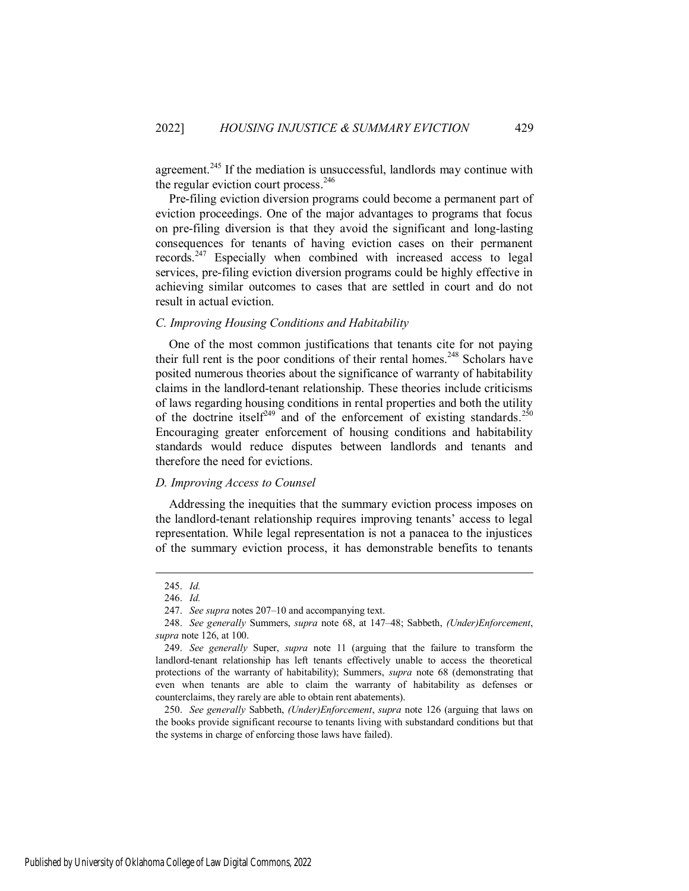agreement.[245] If the mediation is unsuccessful, landlords may continue with the regular eviction court process.[246]

Pre-filing eviction diversion programs could become a permanent part of eviction proceedings. One of the major advantages to programs that focus on pre-filing diversion is that they avoid the significant and long-lasting consequences for tenants of having eviction cases on their permanent records.[247] Especially when combined with increased access to legal services, pre-filing eviction diversion programs could be highly effective in achieving similar outcomes to cases that are settled in court and do not result in actual eviction.

### *C. Improving Housing Conditions and Habitability*

One of the most common justifications that tenants cite for not paying their full rent is the poor conditions of their rental homes.[248] Scholars have posited numerous theories about the significance of warranty of habitability claims in the landlord-tenant relationship. These theories include criticisms of laws regarding housing conditions in rental properties and both the utility of the doctrine itself[249] and of the enforcement of existing standards.[250] Encouraging greater enforcement of housing conditions and habitability standards would reduce disputes between landlords and tenants and therefore the need for evictions.

### *D. Improving Access to Counsel*

Addressing the inequities that the summary eviction process imposes on the landlord-tenant relationship requires improving tenants' access to legal representation. While legal representation is not a panacea to the injustices of the summary eviction process, it has demonstrable benefits to tenants

---

245. *Id.*

246. *Id.*

247. *See supra* notes 207–10 and accompanying text.

248. *See generally* Summers, *supra* note 68, at 147–48; Sabbeth, *(Under)Enforcement*, *supra* note 126, at 100.

249. *See generally* Super, *supra* note 11 (arguing that the failure to transform the landlord-tenant relationship has left tenants effectively unable to access the theoretical protections of the warranty of habitability); Summers, *supra* note 68 (demonstrating that even when tenants are able to claim the warranty of habitability as defenses or counterclaims, they rarely are able to obtain rent abatements).

250. *See generally* Sabbeth, *(Under)Enforcement*, *supra* note 126 (arguing that laws on the books provide significant recourse to tenants living with substandard conditions but that the systems in charge of enforcing those laws have failed).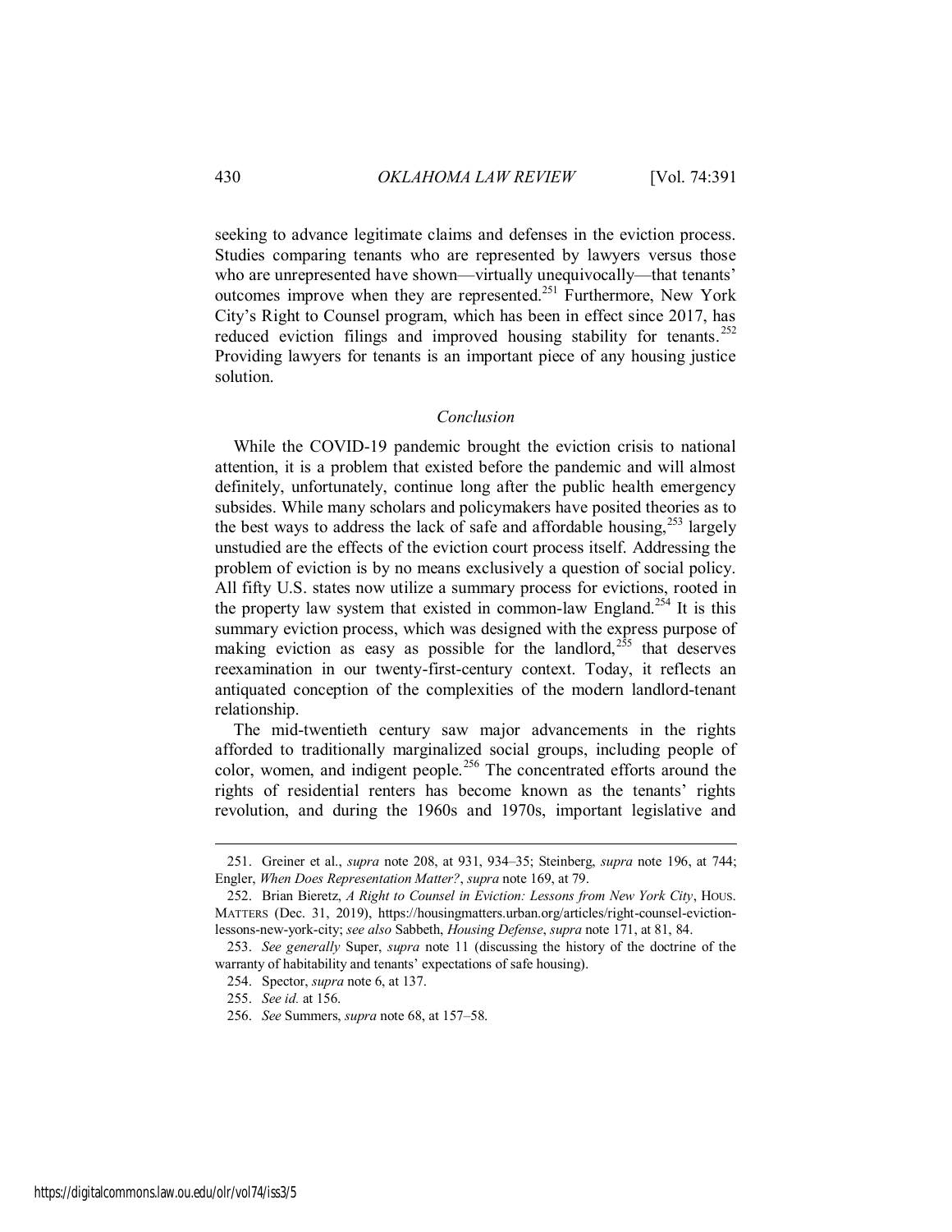seeking to advance legitimate claims and defenses in the eviction process. Studies comparing tenants who are represented by lawyers versus those who are unrepresented have shown—virtually unequivocally—that tenants' outcomes improve when they are represented.[251] Furthermore, New York City's Right to Counsel program, which has been in effect since 2017, has reduced eviction filings and improved housing stability for tenants.[252] Providing lawyers for tenants is an important piece of any housing justice solution.

## *Conclusion*

While the COVID-19 pandemic brought the eviction crisis to national attention, it is a problem that existed before the pandemic and will almost definitely, unfortunately, continue long after the public health emergency subsides. While many scholars and policymakers have posited theories as to the best ways to address the lack of safe and affordable housing,[253] largely unstudied are the effects of the eviction court process itself. Addressing the problem of eviction is by no means exclusively a question of social policy. All fifty U.S. states now utilize a summary process for evictions, rooted in the property law system that existed in common-law England.[254] It is this summary eviction process, which was designed with the express purpose of making eviction as easy as possible for the landlord,[255] that deserves reexamination in our twenty-first-century context. Today, it reflects an antiquated conception of the complexities of the modern landlord-tenant relationship.

The mid-twentieth century saw major advancements in the rights afforded to traditionally marginalized social groups, including people of color, women, and indigent people.[256] The concentrated efforts around the rights of residential renters has become known as the tenants' rights revolution, and during the 1960s and 1970s, important legislative and

---

251. Greiner et al., *supra* note 208, at 931, 934–35; Steinberg, *supra* note 196, at 744; Engler, *When Does Representation Matter?*, *supra* note 169, at 79.

252. Brian Bieretz, *A Right to Counsel in Eviction: Lessons from New York City*, HOUS. MATTERS (Dec. 31, 2019), https://housingmatters.urban.org/articles/right-counsel-eviction-lessons-new-york-city; *see also* Sabbeth, *Housing Defense*, *supra* note 171, at 81, 84.

253. *See generally* Super, *supra* note 11 (discussing the history of the doctrine of the warranty of habitability and tenants' expectations of safe housing).

254. Spector, *supra* note 6, at 137.

255. *See id.* at 156.

256. *See* Summers, *supra* note 68, at 157–58.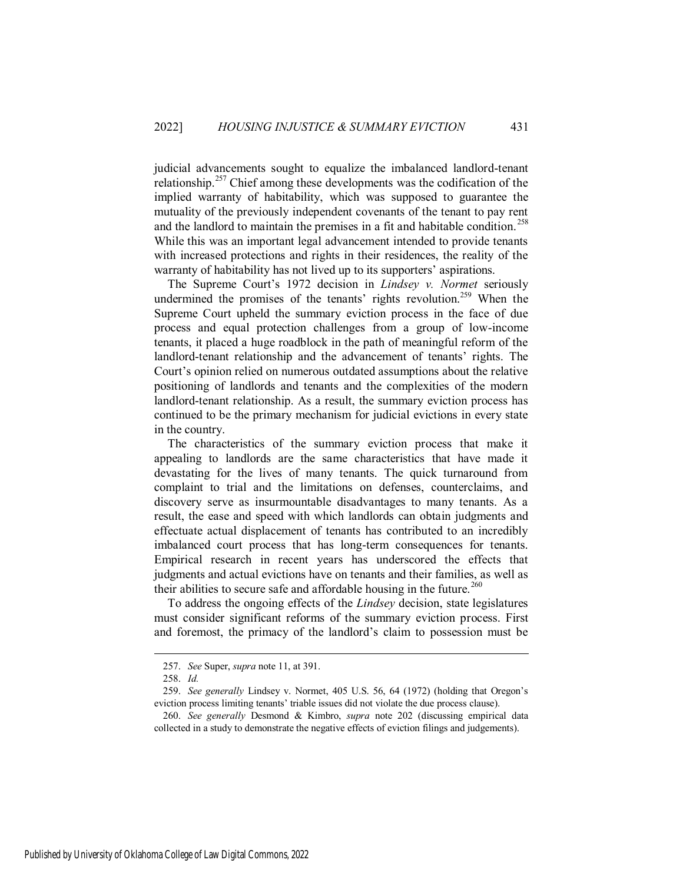judicial advancements sought to equalize the imbalanced landlord-tenant relationship.[257] Chief among these developments was the codification of the implied warranty of habitability, which was supposed to guarantee the mutuality of the previously independent covenants of the tenant to pay rent and the landlord to maintain the premises in a fit and habitable condition.[258] While this was an important legal advancement intended to provide tenants with increased protections and rights in their residences, the reality of the warranty of habitability has not lived up to its supporters' aspirations.

The Supreme Court's 1972 decision in *Lindsey v. Normet* seriously undermined the promises of the tenants' rights revolution.[259] When the Supreme Court upheld the summary eviction process in the face of due process and equal protection challenges from a group of low-income tenants, it placed a huge roadblock in the path of meaningful reform of the landlord-tenant relationship and the advancement of tenants' rights. The Court's opinion relied on numerous outdated assumptions about the relative positioning of landlords and tenants and the complexities of the modern landlord-tenant relationship. As a result, the summary eviction process has continued to be the primary mechanism for judicial evictions in every state in the country.

The characteristics of the summary eviction process that make it appealing to landlords are the same characteristics that have made it devastating for the lives of many tenants. The quick turnaround from complaint to trial and the limitations on defenses, counterclaims, and discovery serve as insurmountable disadvantages to many tenants. As a result, the ease and speed with which landlords can obtain judgments and effectuate actual displacement of tenants has contributed to an incredibly imbalanced court process that has long-term consequences for tenants. Empirical research in recent years has underscored the effects that judgments and actual evictions have on tenants and their families, as well as their abilities to secure safe and affordable housing in the future.[260]

To address the ongoing effects of the *Lindsey* decision, state legislatures must consider significant reforms of the summary eviction process. First and foremost, the primacy of the landlord's claim to possession must be

---

257. *See* Super, *supra* note 11, at 391.

258. *Id.*

259. *See generally* Lindsey v. Normet, 405 U.S. 56, 64 (1972) (holding that Oregon's eviction process limiting tenants' triable issues did not violate the due process clause).

260. *See generally* Desmond & Kimbro, *supra* note 202 (discussing empirical data collected in a study to demonstrate the negative effects of eviction filings and judgements).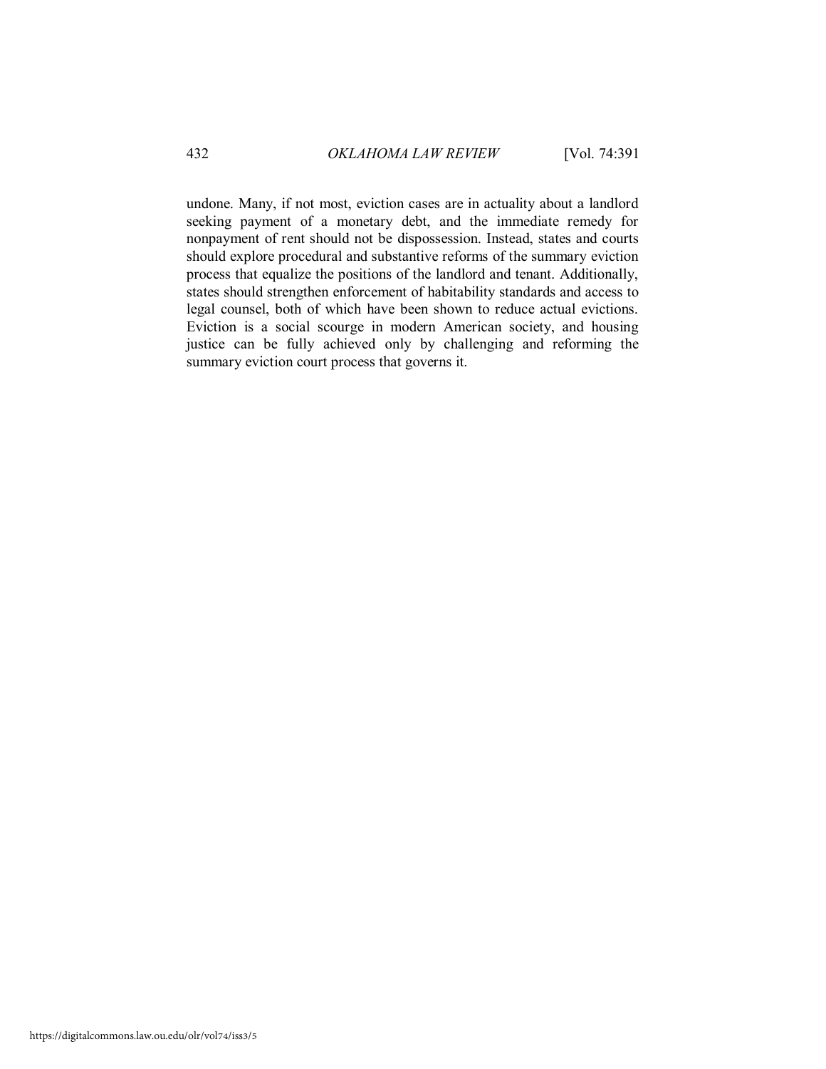undone. Many, if not most, eviction cases are in actuality about a landlord seeking payment of a monetary debt, and the immediate remedy for nonpayment of rent should not be dispossession. Instead, states and courts should explore procedural and substantive reforms of the summary eviction process that equalize the positions of the landlord and tenant. Additionally, states should strengthen enforcement of habitability standards and access to legal counsel, both of which have been shown to reduce actual evictions. Eviction is a social scourge in modern American society, and housing justice can be fully achieved only by challenging and reforming the summary eviction court process that governs it.